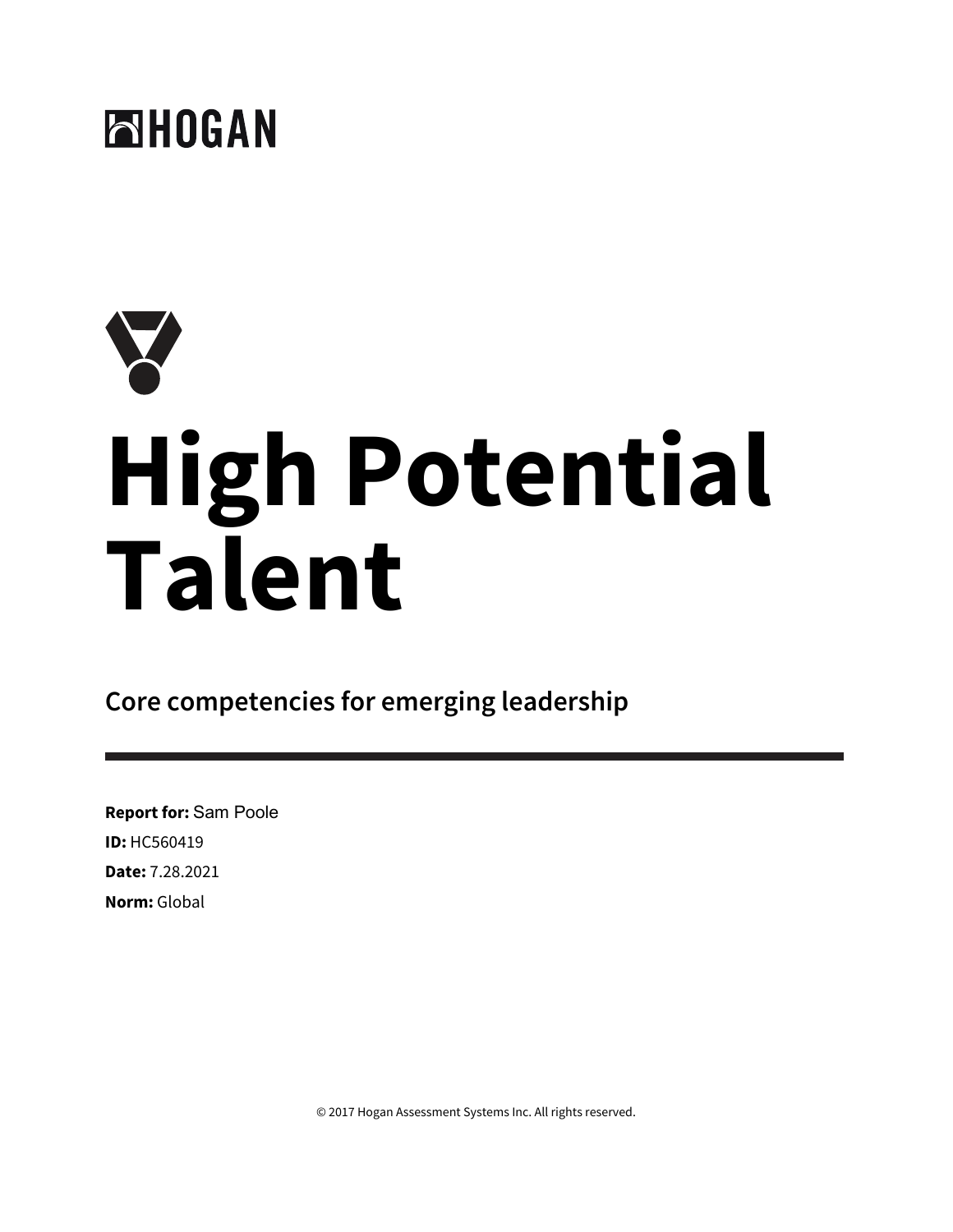HOGAN

# High Potential Talent

## Core competencies for emerging leadership

**Report for:** Sam Poole

**ID:** HC560419

**Date:** 7.28.2021

**Norm:** Global

© 2017 Hogan Assessment Systems Inc. All rights reserved.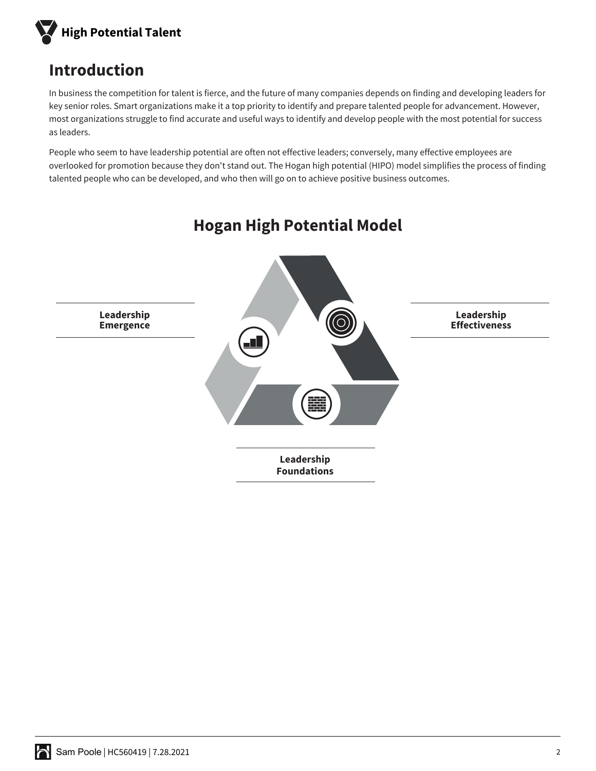## Introduction

In business the competition for talent is fierce, and the future of many companies depends on finding and developing leaders for key senior roles. Smart organizations make it a top priority to identify and prepare talented people for advancement. However, most organizations struggle to find accurate and useful ways to identify and develop people with the most potential for success as leaders.

People who seem to have leadership potential are often not effective leaders; conversely, many effective employees are overlooked for promotion because they don't stand out. The Hogan high potential (HIPO) model simplifies the process of finding talented people who can be developed, and who then will go on to achieve positive business outcomes.

## Hogan High Potential Model

**Leadership Emergence**

**Leadership Effectiveness**

**Leadership Foundations**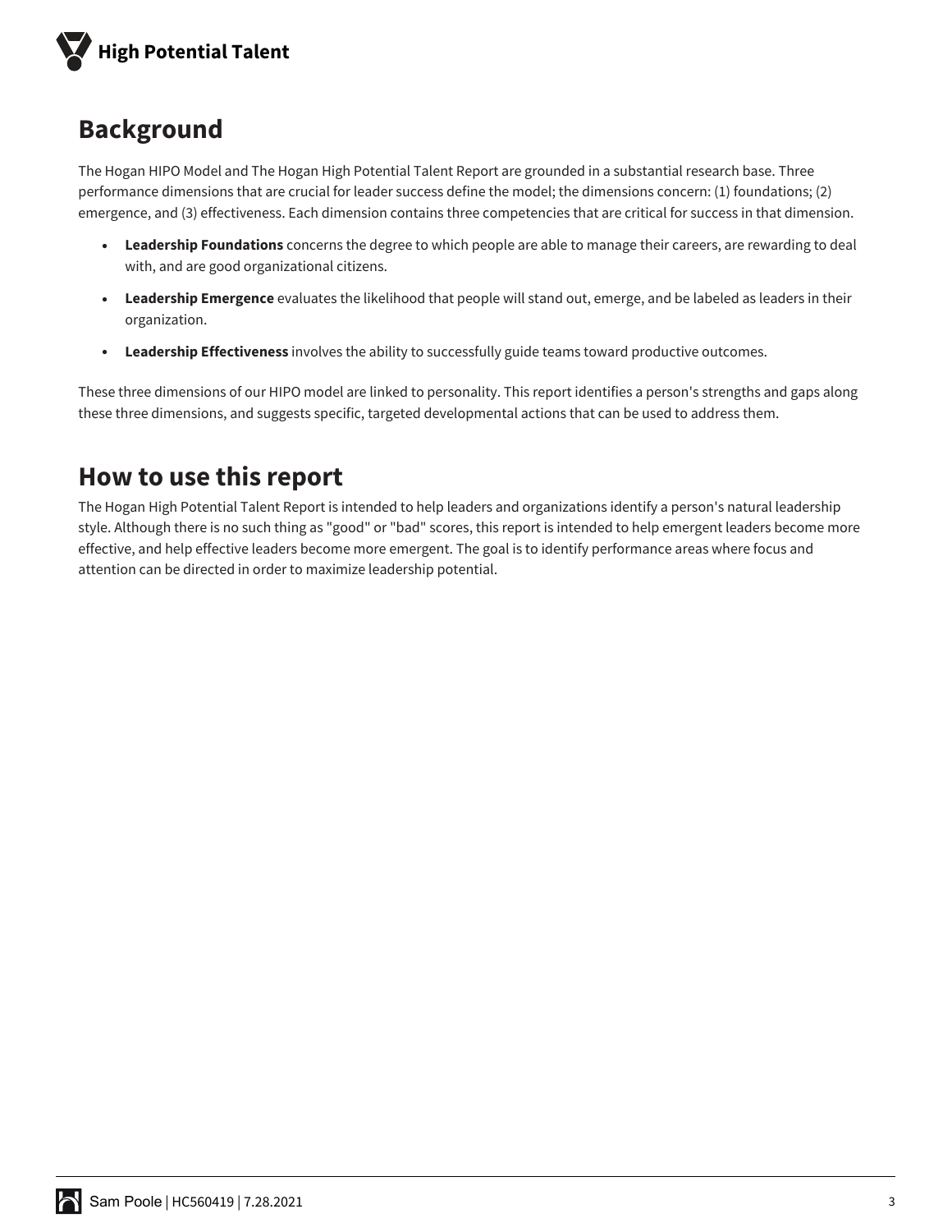## Background

The Hogan HIPO Model and The Hogan High Potential Talent Report are grounded in a substantial research base. Three performance dimensions that are crucial for leader success define the model; the dimensions concern: (1) foundations; (2) emergence, and (3) effectiveness. Each dimension contains three competencies that are critical for success in that dimension.

- **Leadership Foundations** concerns the degree to which people are able to manage their careers, are rewarding to deal with, and are good organizational citizens.
- **Leadership Emergence** evaluates the likelihood that people will stand out, emerge, and be labeled as leaders in their organization.
- **Leadership Effectiveness** involves the ability to successfully guide teams toward productive outcomes.

These three dimensions of our HIPO model are linked to personality. This report identifies a person's strengths and gaps along these three dimensions, and suggests specific, targeted developmental actions that can be used to address them.

## How to use this report

The Hogan High Potential Talent Report is intended to help leaders and organizations identify a person's natural leadership style. Although there is no such thing as "good" or "bad" scores, this report is intended to help emergent leaders become more effective, and help effective leaders become more emergent. The goal is to identify performance areas where focus and attention can be directed in order to maximize leadership potential.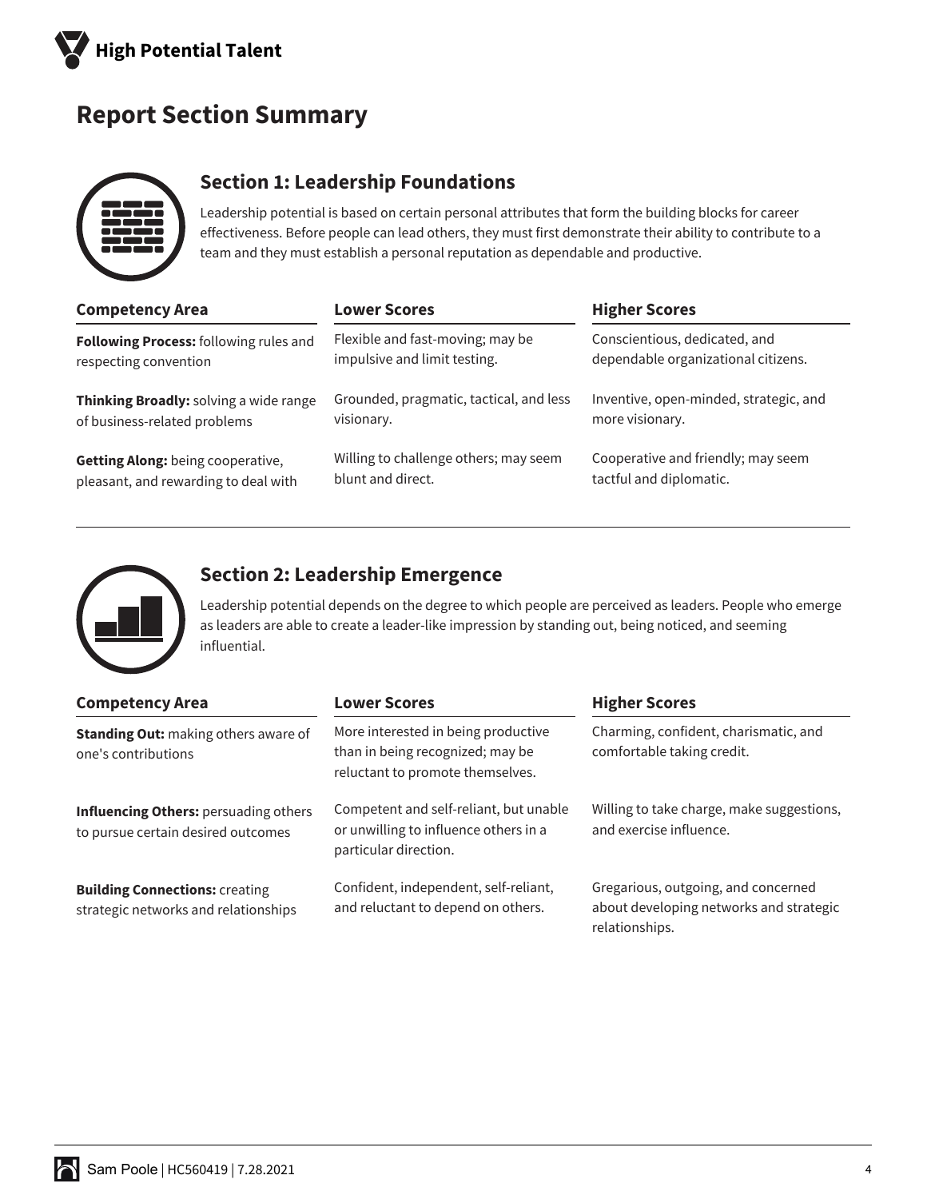# Report Section Summary

## Section 1: Leadership Foundations

Leadership potential is based on certain personal attributes that form the building blocks for career effectiveness. Before people can lead others, they must first demonstrate their ability to contribute to a team and they must establish a personal reputation as dependable and productive.

| Competency Area | Lower Scores | Higher Scores |
|---|---|---|
| **Following Process:** following rules and respecting convention | Flexible and fast-moving; may be impulsive and limit testing. | Conscientious, dedicated, and dependable organizational citizens. |
| **Thinking Broadly:** solving a wide range of business-related problems | Grounded, pragmatic, tactical, and less visionary. | Inventive, open-minded, strategic, and more visionary. |
| **Getting Along:** being cooperative, pleasant, and rewarding to deal with | Willing to challenge others; may seem blunt and direct. | Cooperative and friendly; may seem tactful and diplomatic. |

## Section 2: Leadership Emergence

Leadership potential depends on the degree to which people are perceived as leaders. People who emerge as leaders are able to create a leader-like impression by standing out, being noticed, and seeming influential.

| Competency Area | Lower Scores | Higher Scores |
|---|---|---|
| **Standing Out:** making others aware of one's contributions | More interested in being productive than in being recognized; may be reluctant to promote themselves. | Charming, confident, charismatic, and comfortable taking credit. |
| **Influencing Others:** persuading others to pursue certain desired outcomes | Competent and self-reliant, but unable or unwilling to influence others in a particular direction. | Willing to take charge, make suggestions, and exercise influence. |
| **Building Connections:** creating strategic networks and relationships | Confident, independent, self-reliant, and reluctant to depend on others. | Gregarious, outgoing, and concerned about developing networks and strategic relationships. |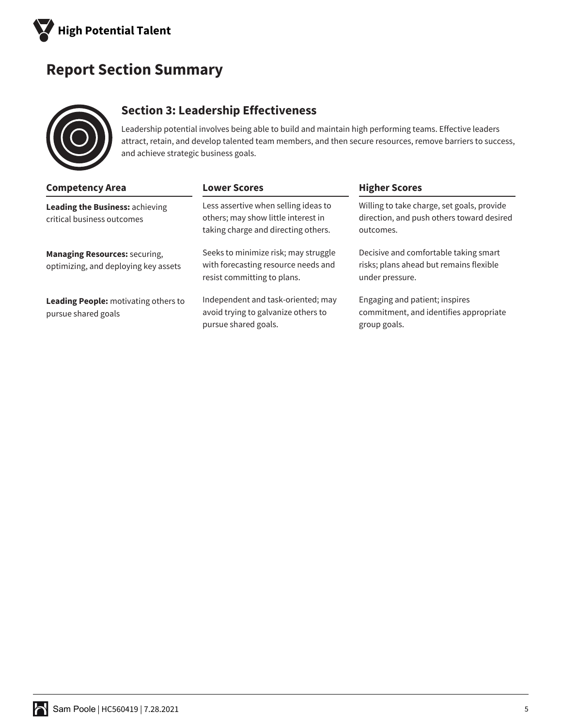# Report Section Summary

## Section 3: Leadership Effectiveness

Leadership potential involves being able to build and maintain high performing teams. Effective leaders attract, retain, and develop talented team members, and then secure resources, remove barriers to success, and achieve strategic business goals.

| Competency Area | Lower Scores | Higher Scores |
| --- | --- | --- |
| **Leading the Business:** achieving critical business outcomes | Less assertive when selling ideas to others; may show little interest in taking charge and directing others. | Willing to take charge, set goals, provide direction, and push others toward desired outcomes. |
| **Managing Resources:** securing, optimizing, and deploying key assets | Seeks to minimize risk; may struggle with forecasting resource needs and resist committing to plans. | Decisive and comfortable taking smart risks; plans ahead but remains flexible under pressure. |
| **Leading People:** motivating others to pursue shared goals | Independent and task-oriented; may avoid trying to galvanize others to pursue shared goals. | Engaging and patient; inspires commitment, and identifies appropriate group goals. |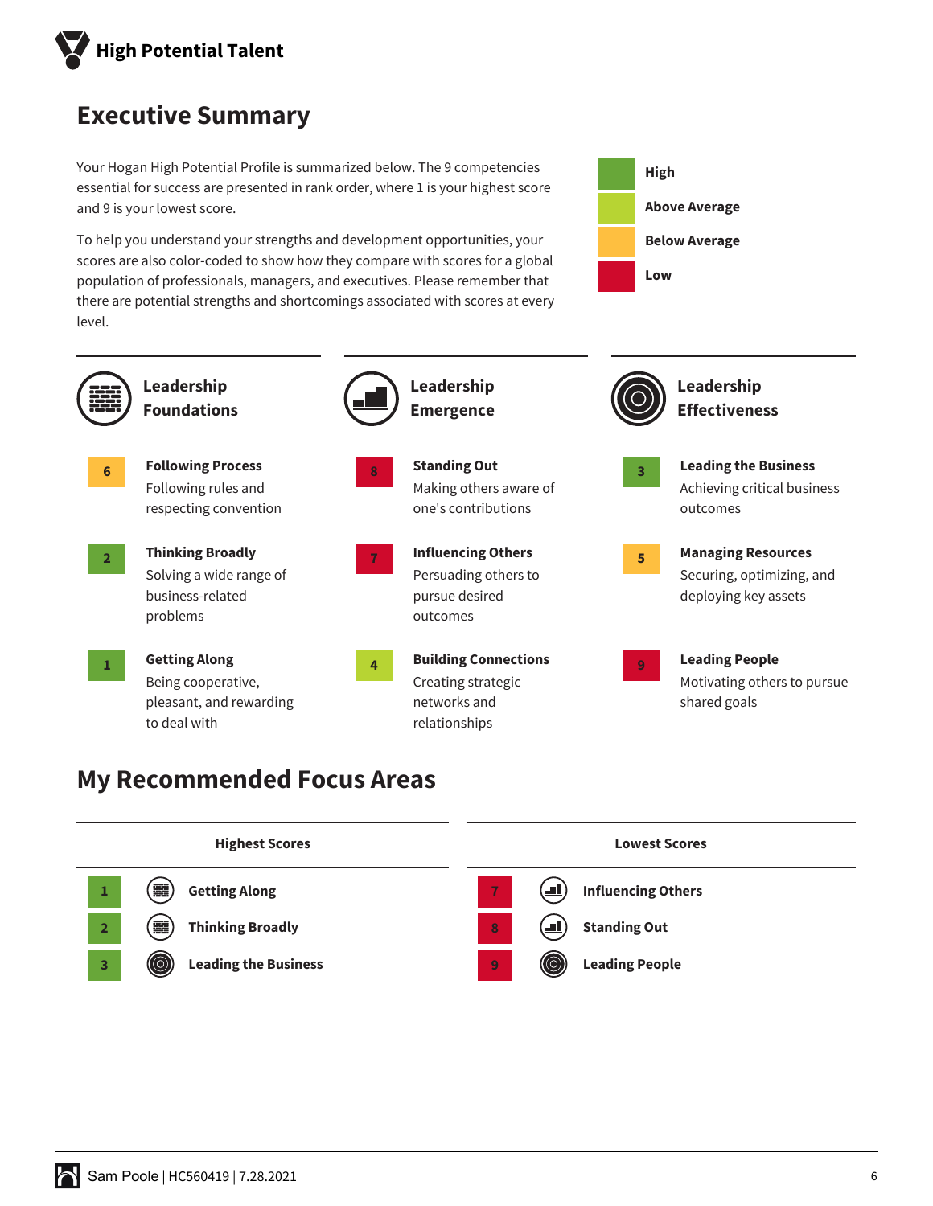# High Potential Talent

## Executive Summary

Your Hogan High Potential Profile is summarized below. The 9 competencies essential for success are presented in rank order, where 1 is your highest score and 9 is your lowest score.

To help you understand your strengths and development opportunities, your scores are also color-coded to show how they compare with scores for a global population of professionals, managers, and executives. Please remember that there are potential strengths and shortcomings associated with scores at every level.

- High
- Above Average
- Below Average
- Low

### Leadership Foundations

| Rank | Competency | Description | Level |
|---|---|---|---|
| 6 | **Following Process** | Following rules and respecting convention | Below Average |
| 2 | **Thinking Broadly** | Solving a wide range of business-related problems | High |
| 1 | **Getting Along** | Being cooperative, pleasant, and rewarding to deal with | High |

### Leadership Emergence

| Rank | Competency | Description | Level |
|---|---|---|---|
| 8 | **Standing Out** | Making others aware of one's contributions | Low |
| 7 | **Influencing Others** | Persuading others to pursue desired outcomes | Low |
| 4 | **Building Connections** | Creating strategic networks and relationships | Above Average |

### Leadership Effectiveness

| Rank | Competency | Description | Level |
|---|---|---|---|
| 3 | **Leading the Business** | Achieving critical business outcomes | High |
| 5 | **Managing Resources** | Securing, optimizing, and deploying key assets | Below Average |
| 9 | **Leading People** | Motivating others to pursue shared goals | Low |

## My Recommended Focus Areas

| Highest Scores | | Lowest Scores | |
|---|---|---|---|
| 1 | Getting Along | 7 | Influencing Others |
| 2 | Thinking Broadly | 8 | Standing Out |
| 3 | Leading the Business | 9 | Leading People |

Sam Poole | HC560419 | 7.28.2021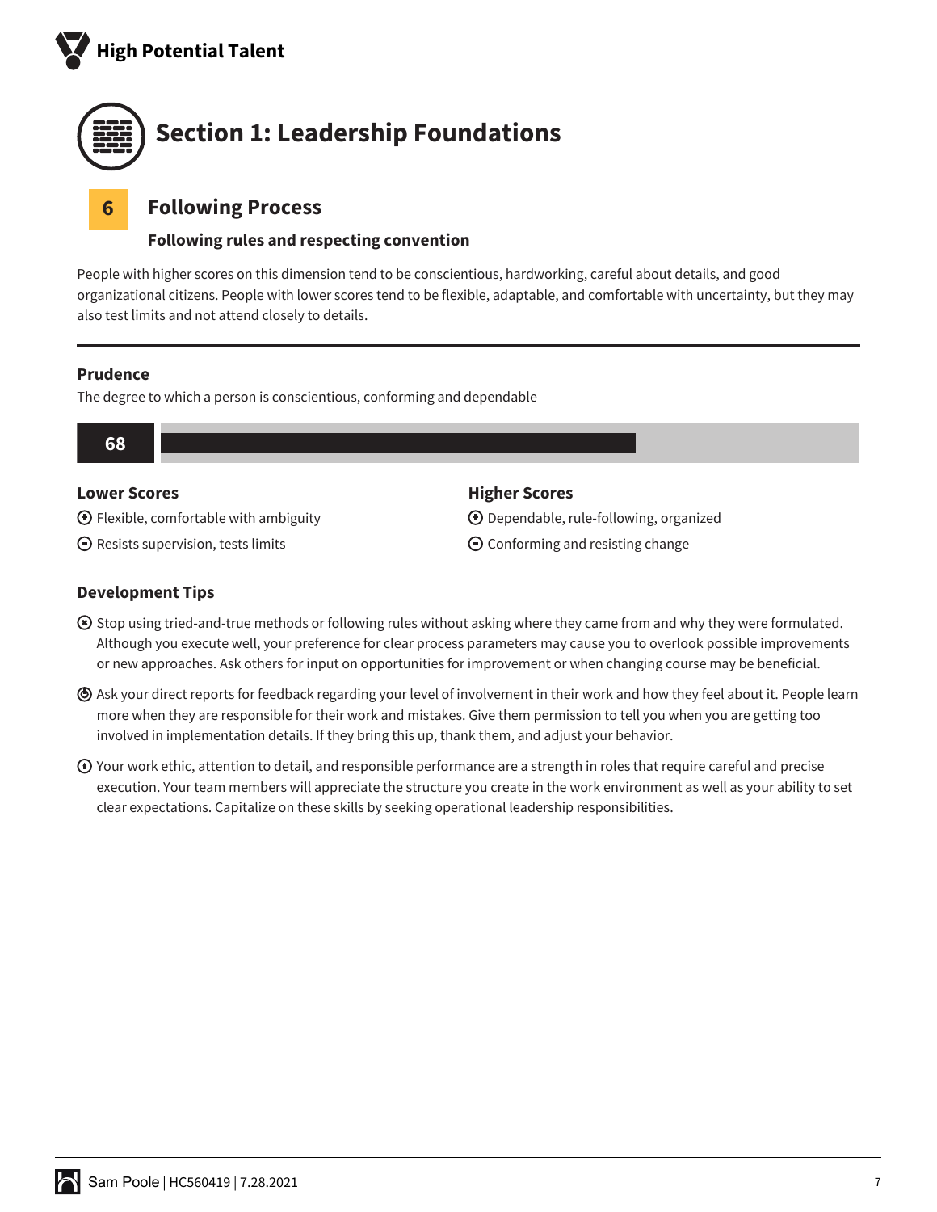# Section 1: Leadership Foundations

## 6 Following Process

### Following rules and respecting convention

People with higher scores on this dimension tend to be conscientious, hardworking, careful about details, and good organizational citizens. People with lower scores tend to be flexible, adaptable, and comfortable with uncertainty, but they may also test limits and not attend closely to details.

---

### Prudence

The degree to which a person is conscientious, conforming and dependable

**68**

**Lower Scores**

- (+) Flexible, comfortable with ambiguity
- (−) Resists supervision, tests limits

**Higher Scores**

- (+) Dependable, rule-following, organized
- (−) Conforming and resisting change

### Development Tips

- Stop using tried-and-true methods or following rules without asking where they came from and why they were formulated. Although you execute well, your preference for clear process parameters may cause you to overlook possible improvements or new approaches. Ask others for input on opportunities for improvement or when changing course may be beneficial.
- Ask your direct reports for feedback regarding your level of involvement in their work and how they feel about it. People learn more when they are responsible for their work and mistakes. Give them permission to tell you when you are getting too involved in implementation details. If they bring this up, thank them, and adjust your behavior.
- Your work ethic, attention to detail, and responsible performance are a strength in roles that require careful and precise execution. Your team members will appreciate the structure you create in the work environment as well as your ability to set clear expectations. Capitalize on these skills by seeking operational leadership responsibilities.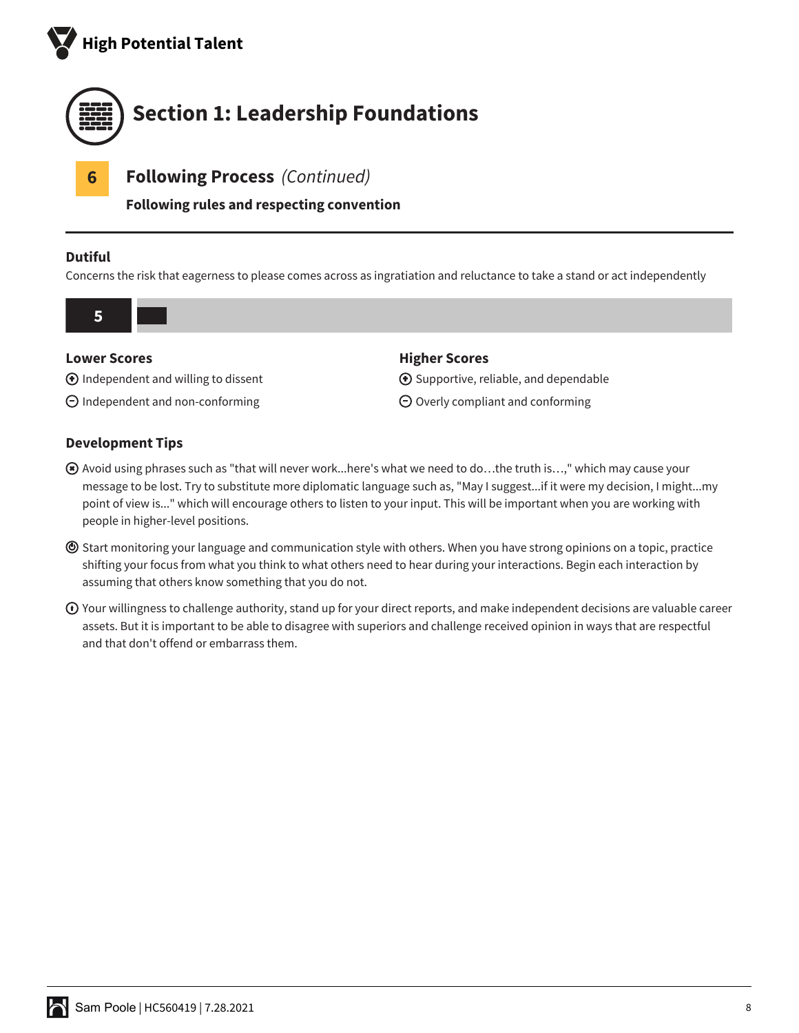# Section 1: Leadership Foundations

## 6 Following Process *(Continued)*

**Following rules and respecting convention**

---

### Dutiful

Concerns the risk that eagerness to please comes across as ingratiation and reluctance to take a stand or act independently

**5**

#### Lower Scores

- ⊕ Independent and willing to dissent
- ⊖ Independent and non-conforming

#### Higher Scores

- ⊕ Supportive, reliable, and dependable
- ⊖ Overly compliant and conforming

### Development Tips

- Avoid using phrases such as "that will never work...here's what we need to do…the truth is…," which may cause your message to be lost. Try to substitute more diplomatic language such as, "May I suggest...if it were my decision, I might...my point of view is..." which will encourage others to listen to your input. This will be important when you are working with people in higher-level positions.
- Start monitoring your language and communication style with others. When you have strong opinions on a topic, practice shifting your focus from what you think to what others need to hear during your interactions. Begin each interaction by assuming that others know something that you do not.
- Your willingness to challenge authority, stand up for your direct reports, and make independent decisions are valuable career assets. But it is important to be able to disagree with superiors and challenge received opinion in ways that are respectful and that don't offend or embarrass them.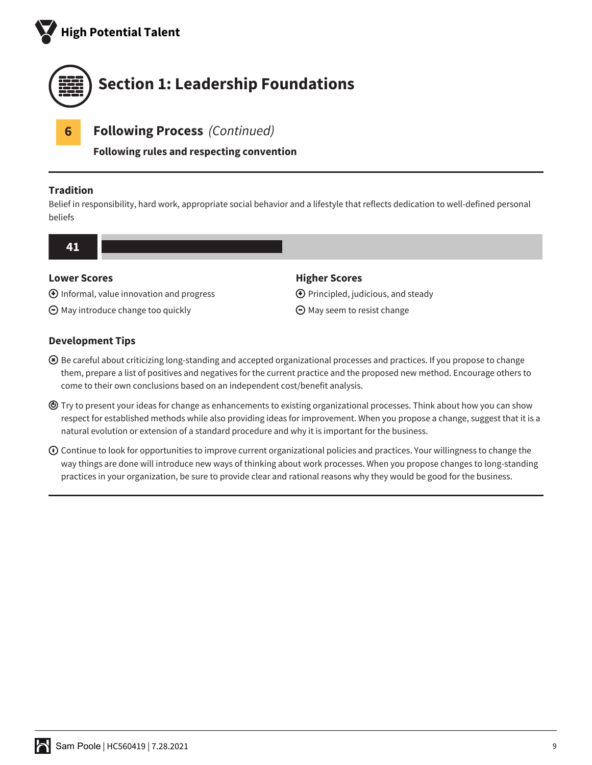# Section 1: Leadership Foundations

## 6 Following Process *(Continued)*

**Following rules and respecting convention**

---

### Tradition

Belief in responsibility, hard work, appropriate social behavior and a lifestyle that reflects dedication to well-defined personal beliefs

**41**

**Lower Scores**

- ⊕ Informal, value innovation and progress
- ⊖ May introduce change too quickly

**Higher Scores**

- ⊕ Principled, judicious, and steady
- ⊖ May seem to resist change

### Development Tips

- Be careful about criticizing long-standing and accepted organizational processes and practices. If you propose to change them, prepare a list of positives and negatives for the current practice and the proposed new method. Encourage others to come to their own conclusions based on an independent cost/benefit analysis.
- Try to present your ideas for change as enhancements to existing organizational processes. Think about how you can show respect for established methods while also providing ideas for improvement. When you propose a change, suggest that it is a natural evolution or extension of a standard procedure and why it is important for the business.
- Continue to look for opportunities to improve current organizational policies and practices. Your willingness to change the way things are done will introduce new ways of thinking about work processes. When you propose changes to long-standing practices in your organization, be sure to provide clear and rational reasons why they would be good for the business.

---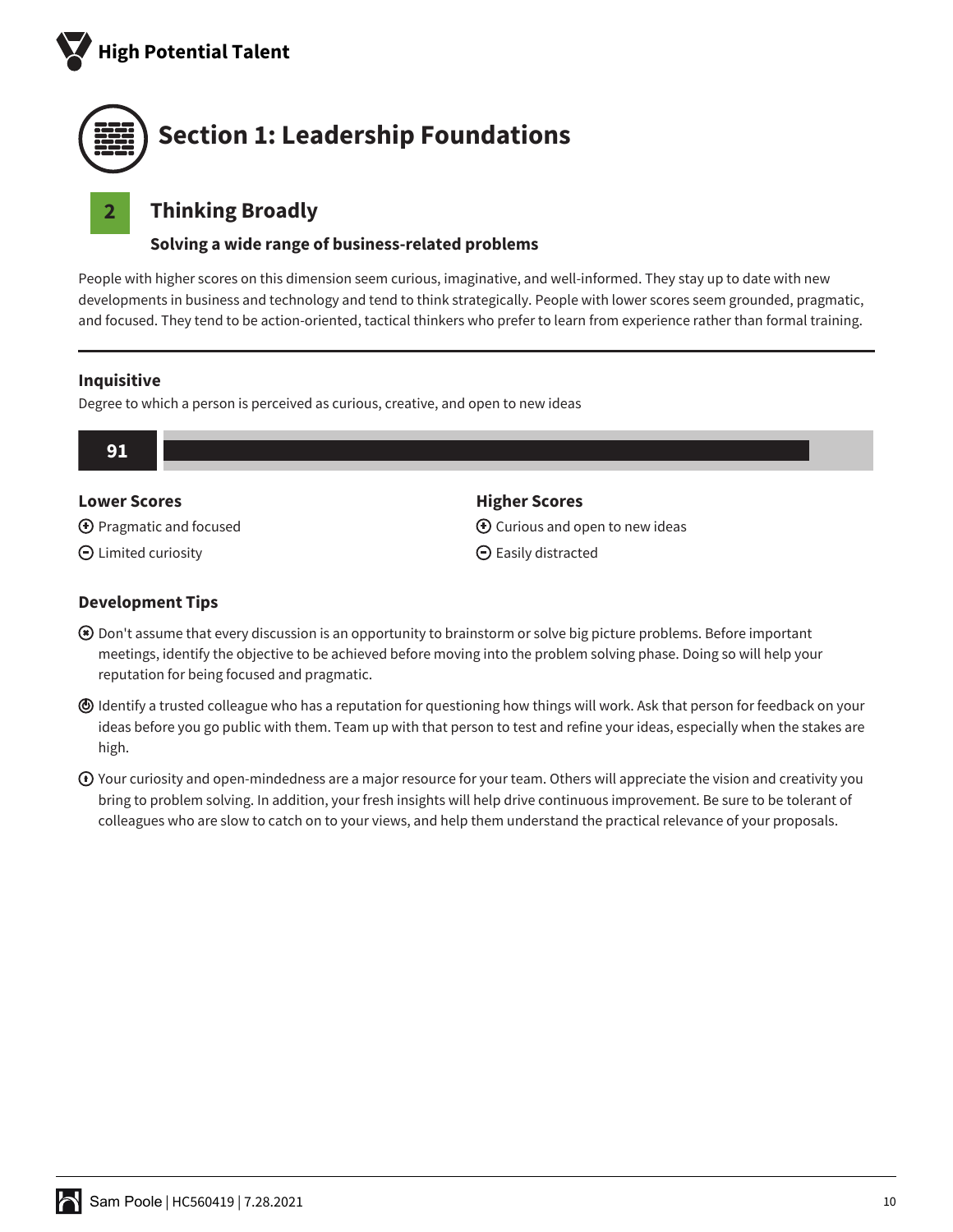# Section 1: Leadership Foundations

## 2 Thinking Broadly

### Solving a wide range of business-related problems

People with higher scores on this dimension seem curious, imaginative, and well-informed. They stay up to date with new developments in business and technology and tend to think strategically. People with lower scores seem grounded, pragmatic, and focused. They tend to be action-oriented, tactical thinkers who prefer to learn from experience rather than formal training.

---

### Inquisitive

Degree to which a person is perceived as curious, creative, and open to new ideas

**91**

**Lower Scores**

- (+) Pragmatic and focused
- (−) Limited curiosity

**Higher Scores**

- (+) Curious and open to new ideas
- (−) Easily distracted

### Development Tips

- Don't assume that every discussion is an opportunity to brainstorm or solve big picture problems. Before important meetings, identify the objective to be achieved before moving into the problem solving phase. Doing so will help your reputation for being focused and pragmatic.
- Identify a trusted colleague who has a reputation for questioning how things will work. Ask that person for feedback on your ideas before you go public with them. Team up with that person to test and refine your ideas, especially when the stakes are high.
- Your curiosity and open-mindedness are a major resource for your team. Others will appreciate the vision and creativity you bring to problem solving. In addition, your fresh insights will help drive continuous improvement. Be sure to be tolerant of colleagues who are slow to catch on to your views, and help them understand the practical relevance of your proposals.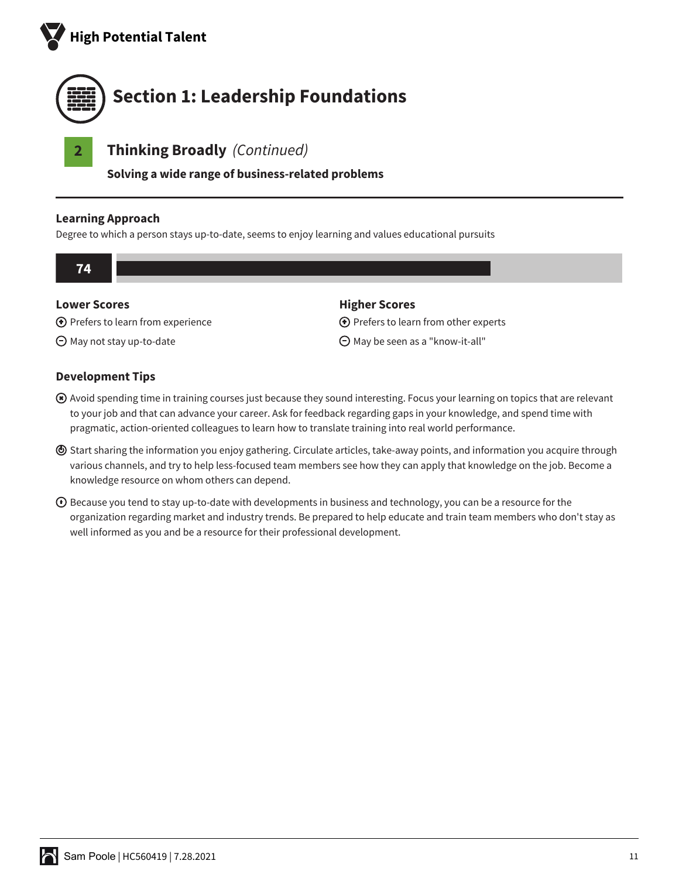## Section 1: Leadership Foundations

### 2 Thinking Broadly *(Continued)*

**Solving a wide range of business-related problems**

---

#### Learning Approach

Degree to which a person stays up-to-date, seems to enjoy learning and values educational pursuits

**74**

**Lower Scores**

- ⊕ Prefers to learn from experience
- ⊖ May not stay up-to-date

**Higher Scores**

- ⊕ Prefers to learn from other experts
- ⊖ May be seen as a "know-it-all"

#### Development Tips

- Avoid spending time in training courses just because they sound interesting. Focus your learning on topics that are relevant to your job and that can advance your career. Ask for feedback regarding gaps in your knowledge, and spend time with pragmatic, action-oriented colleagues to learn how to translate training into real world performance.
- Start sharing the information you enjoy gathering. Circulate articles, take-away points, and information you acquire through various channels, and try to help less-focused team members see how they can apply that knowledge on the job. Become a knowledge resource on whom others can depend.
- Because you tend to stay up-to-date with developments in business and technology, you can be a resource for the organization regarding market and industry trends. Be prepared to help educate and train team members who don't stay as well informed as you and be a resource for their professional development.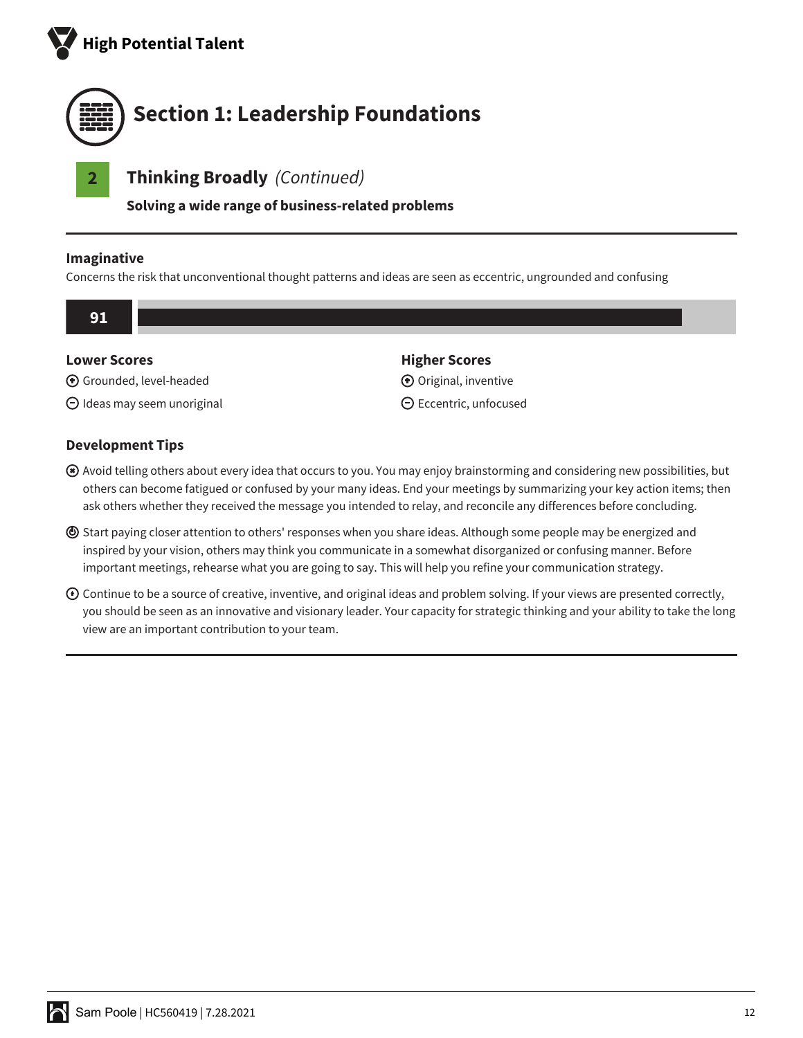# Section 1: Leadership Foundations

## 2 Thinking Broadly *(Continued)*

**Solving a wide range of business-related problems**

### Imaginative

Concerns the risk that unconventional thought patterns and ideas are seen as eccentric, ungrounded and confusing

**91**

| Lower Scores | Higher Scores |
| --- | --- |
| ⊕ Grounded, level-headed | ⊕ Original, inventive |
| ⊖ Ideas may seem unoriginal | ⊖ Eccentric, unfocused |

### Development Tips

- Avoid telling others about every idea that occurs to you. You may enjoy brainstorming and considering new possibilities, but others can become fatigued or confused by your many ideas. End your meetings by summarizing your key action items; then ask others whether they received the message you intended to relay, and reconcile any differences before concluding.
- Start paying closer attention to others' responses when you share ideas. Although some people may be energized and inspired by your vision, others may think you communicate in a somewhat disorganized or confusing manner. Before important meetings, rehearse what you are going to say. This will help you refine your communication strategy.
- Continue to be a source of creative, inventive, and original ideas and problem solving. If your views are presented correctly, you should be seen as an innovative and visionary leader. Your capacity for strategic thinking and your ability to take the long view are an important contribution to your team.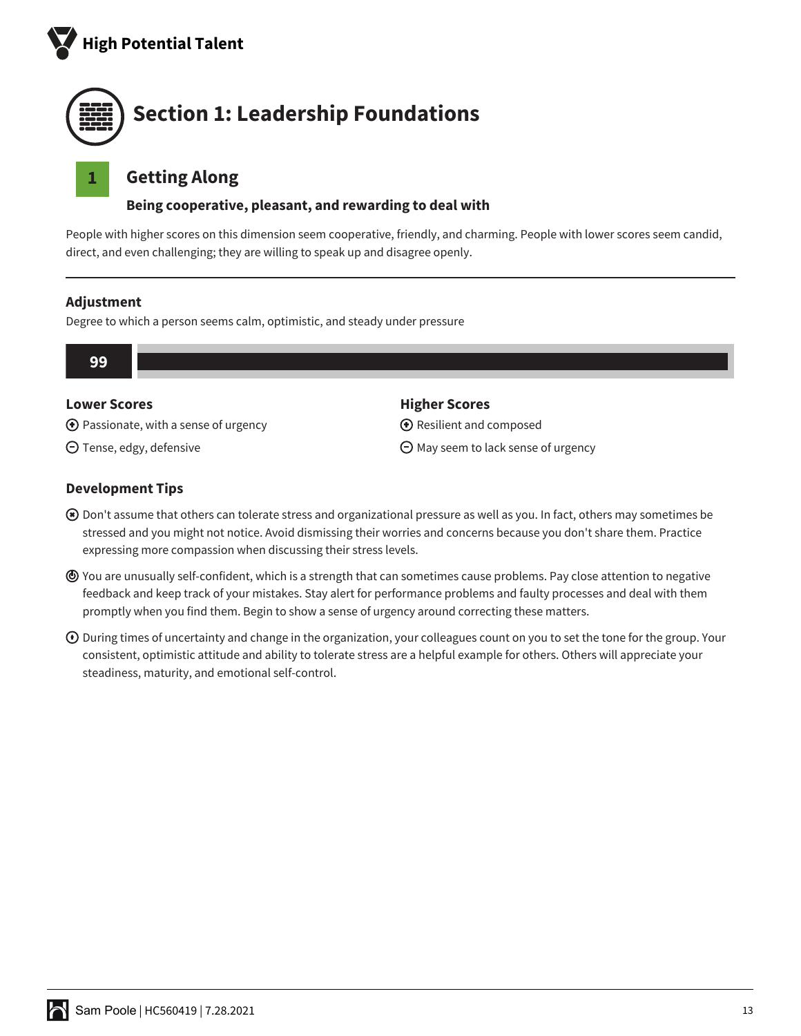# Section 1: Leadership Foundations

## 1 Getting Along

### Being cooperative, pleasant, and rewarding to deal with

People with higher scores on this dimension seem cooperative, friendly, and charming. People with lower scores seem candid, direct, and even challenging; they are willing to speak up and disagree openly.

---

### Adjustment

Degree to which a person seems calm, optimistic, and steady under pressure

**99**

**Lower Scores**

- (+) Passionate, with a sense of urgency
- (−) Tense, edgy, defensive

**Higher Scores**

- (+) Resilient and composed
- (−) May seem to lack sense of urgency

### Development Tips

- Don't assume that others can tolerate stress and organizational pressure as well as you. In fact, others may sometimes be stressed and you might not notice. Avoid dismissing their worries and concerns because you don't share them. Practice expressing more compassion when discussing their stress levels.
- You are unusually self-confident, which is a strength that can sometimes cause problems. Pay close attention to negative feedback and keep track of your mistakes. Stay alert for performance problems and faulty processes and deal with them promptly when you find them. Begin to show a sense of urgency around correcting these matters.
- During times of uncertainty and change in the organization, your colleagues count on you to set the tone for the group. Your consistent, optimistic attitude and ability to tolerate stress are a helpful example for others. Others will appreciate your steadiness, maturity, and emotional self-control.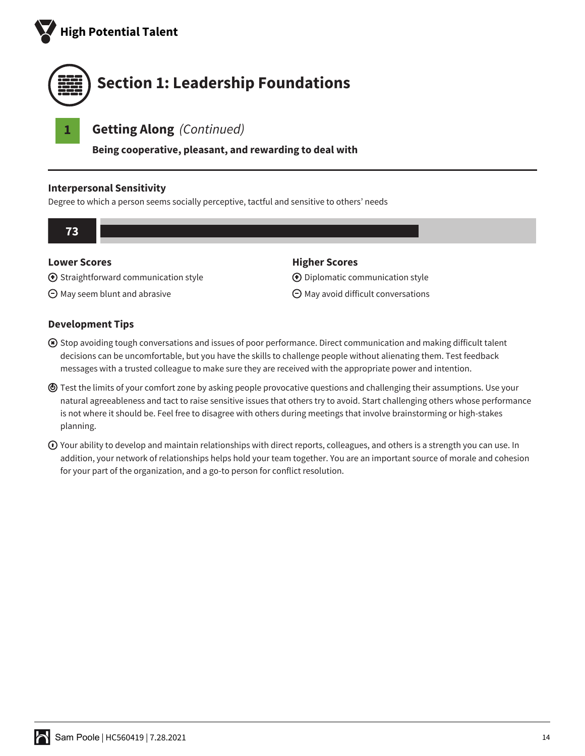# Section 1: Leadership Foundations

## 1 Getting Along *(Continued)*

**Being cooperative, pleasant, and rewarding to deal with**

### Interpersonal Sensitivity

Degree to which a person seems socially perceptive, tactful and sensitive to others' needs

**73**

**Lower Scores**

- ⊕ Straightforward communication style
- ⊖ May seem blunt and abrasive

**Higher Scores**

- ⊕ Diplomatic communication style
- ⊖ May avoid difficult conversations

### Development Tips

- Stop avoiding tough conversations and issues of poor performance. Direct communication and making difficult talent decisions can be uncomfortable, but you have the skills to challenge people without alienating them. Test feedback messages with a trusted colleague to make sure they are received with the appropriate power and intention.
- Test the limits of your comfort zone by asking people provocative questions and challenging their assumptions. Use your natural agreeableness and tact to raise sensitive issues that others try to avoid. Start challenging others whose performance is not where it should be. Feel free to disagree with others during meetings that involve brainstorming or high-stakes planning.
- Your ability to develop and maintain relationships with direct reports, colleagues, and others is a strength you can use. In addition, your network of relationships helps hold your team together. You are an important source of morale and cohesion for your part of the organization, and a go-to person for conflict resolution.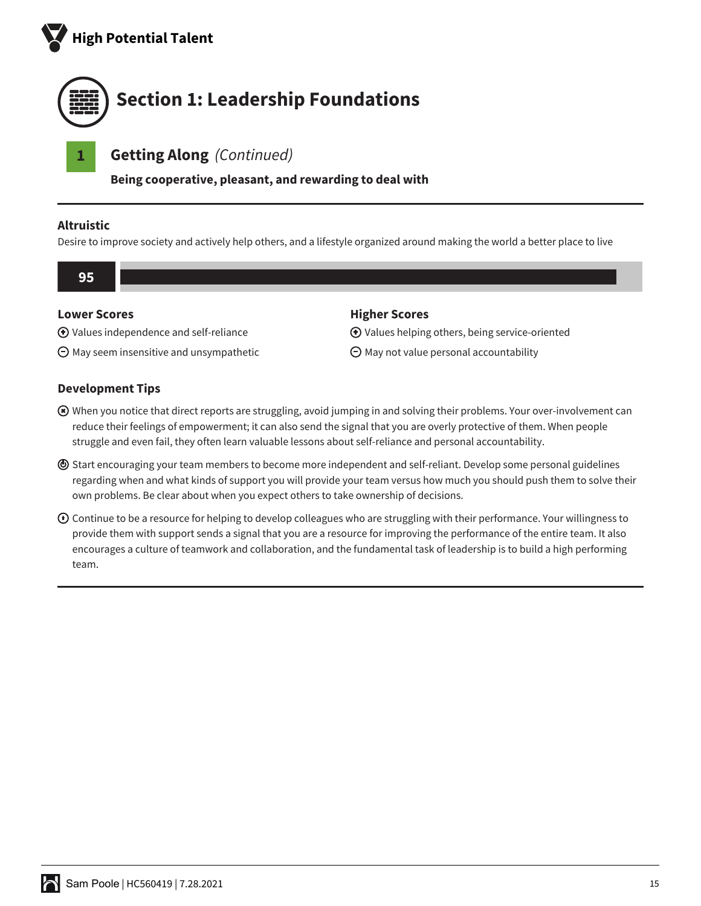# Section 1: Leadership Foundations

## 1 Getting Along *(Continued)*

**Being cooperative, pleasant, and rewarding to deal with**

---

### Altruistic

Desire to improve society and actively help others, and a lifestyle organized around making the world a better place to live

**95**

#### Lower Scores

- (+) Values independence and self-reliance
- (−) May seem insensitive and unsympathetic

#### Higher Scores

- (+) Values helping others, being service-oriented
- (−) May not value personal accountability

### Development Tips

- When you notice that direct reports are struggling, avoid jumping in and solving their problems. Your over-involvement can reduce their feelings of empowerment; it can also send the signal that you are overly protective of them. When people struggle and even fail, they often learn valuable lessons about self-reliance and personal accountability.
- Start encouraging your team members to become more independent and self-reliant. Develop some personal guidelines regarding when and what kinds of support you will provide your team versus how much you should push them to solve their own problems. Be clear about when you expect others to take ownership of decisions.
- Continue to be a resource for helping to develop colleagues who are struggling with their performance. Your willingness to provide them with support sends a signal that you are a resource for improving the performance of the entire team. It also encourages a culture of teamwork and collaboration, and the fundamental task of leadership is to build a high performing team.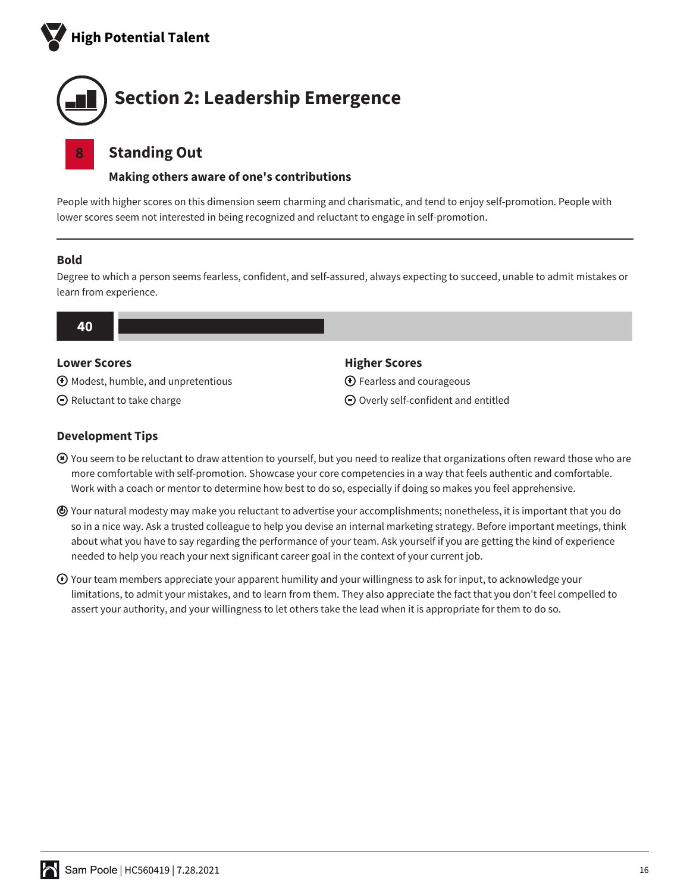## Section 2: Leadership Emergence

### 8 Standing Out

**Making others aware of one's contributions**

People with higher scores on this dimension seem charming and charismatic, and tend to enjoy self-promotion. People with lower scores seem not interested in being recognized and reluctant to engage in self-promotion.

---

#### Bold

Degree to which a person seems fearless, confident, and self-assured, always expecting to succeed, unable to admit mistakes or learn from experience.

**40**

**Lower Scores**

- (+) Modest, humble, and unpretentious
- (−) Reluctant to take charge

**Higher Scores**

- (+) Fearless and courageous
- (−) Overly self-confident and entitled

#### Development Tips

- You seem to be reluctant to draw attention to yourself, but you need to realize that organizations often reward those who are more comfortable with self-promotion. Showcase your core competencies in a way that feels authentic and comfortable. Work with a coach or mentor to determine how best to do so, especially if doing so makes you feel apprehensive.
- Your natural modesty may make you reluctant to advertise your accomplishments; nonetheless, it is important that you do so in a nice way. Ask a trusted colleague to help you devise an internal marketing strategy. Before important meetings, think about what you have to say regarding the performance of your team. Ask yourself if you are getting the kind of experience needed to help you reach your next significant career goal in the context of your current job.
- Your team members appreciate your apparent humility and your willingness to ask for input, to acknowledge your limitations, to admit your mistakes, and to learn from them. They also appreciate the fact that you don't feel compelled to assert your authority, and your willingness to let others take the lead when it is appropriate for them to do so.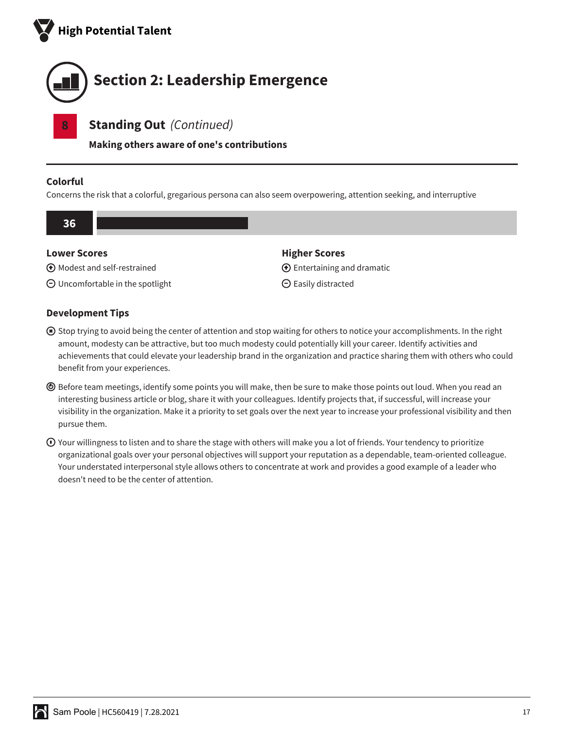# Section 2: Leadership Emergence

## 8 Standing Out *(Continued)*

**Making others aware of one's contributions**

### Colorful

Concerns the risk that a colorful, gregarious persona can also seem overpowering, attention seeking, and interruptive

**36**

#### Lower Scores

- ⊕ Modest and self-restrained
- ⊖ Uncomfortable in the spotlight

#### Higher Scores

- ⊕ Entertaining and dramatic
- ⊖ Easily distracted

### Development Tips

- Stop trying to avoid being the center of attention and stop waiting for others to notice your accomplishments. In the right amount, modesty can be attractive, but too much modesty could potentially kill your career. Identify activities and achievements that could elevate your leadership brand in the organization and practice sharing them with others who could benefit from your experiences.
- Before team meetings, identify some points you will make, then be sure to make those points out loud. When you read an interesting business article or blog, share it with your colleagues. Identify projects that, if successful, will increase your visibility in the organization. Make it a priority to set goals over the next year to increase your professional visibility and then pursue them.
- Your willingness to listen and to share the stage with others will make you a lot of friends. Your tendency to prioritize organizational goals over your personal objectives will support your reputation as a dependable, team-oriented colleague. Your understated interpersonal style allows others to concentrate at work and provides a good example of a leader who doesn't need to be the center of attention.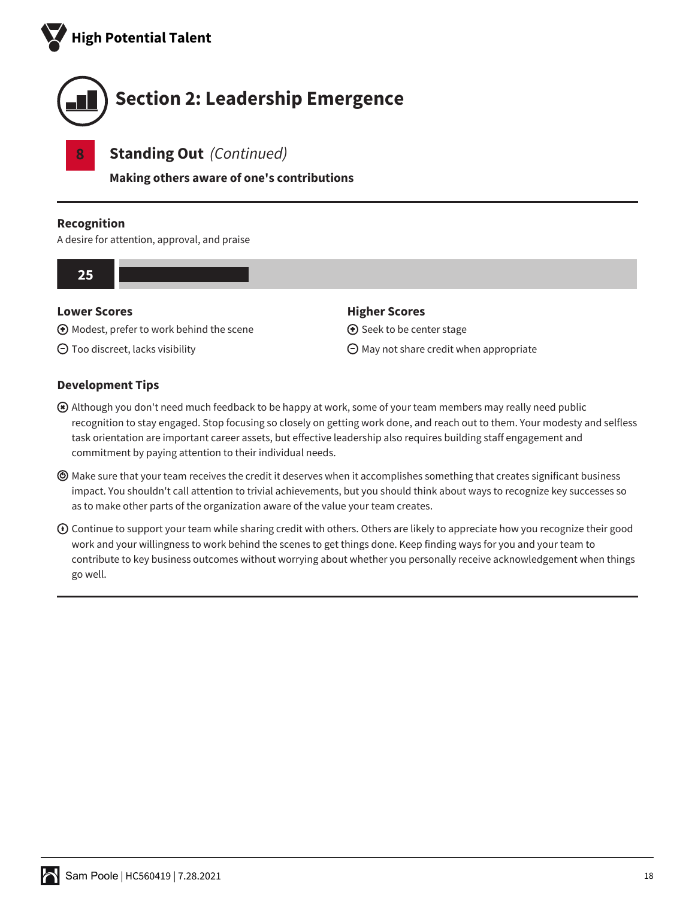## Section 2: Leadership Emergence

### 8 Standing Out *(Continued)*

**Making others aware of one's contributions**

---

#### Recognition

A desire for attention, approval, and praise

**25**

**Lower Scores**

- ⊕ Modest, prefer to work behind the scene
- ⊖ Too discreet, lacks visibility

**Higher Scores**

- ⊕ Seek to be center stage
- ⊖ May not share credit when appropriate

#### Development Tips

- Although you don't need much feedback to be happy at work, some of your team members may really need public recognition to stay engaged. Stop focusing so closely on getting work done, and reach out to them. Your modesty and selfless task orientation are important career assets, but effective leadership also requires building staff engagement and commitment by paying attention to their individual needs.
- Make sure that your team receives the credit it deserves when it accomplishes something that creates significant business impact. You shouldn't call attention to trivial achievements, but you should think about ways to recognize key successes so as to make other parts of the organization aware of the value your team creates.
- Continue to support your team while sharing credit with others. Others are likely to appreciate how you recognize their good work and your willingness to work behind the scenes to get things done. Keep finding ways for you and your team to contribute to key business outcomes without worrying about whether you personally receive acknowledgement when things go well.

---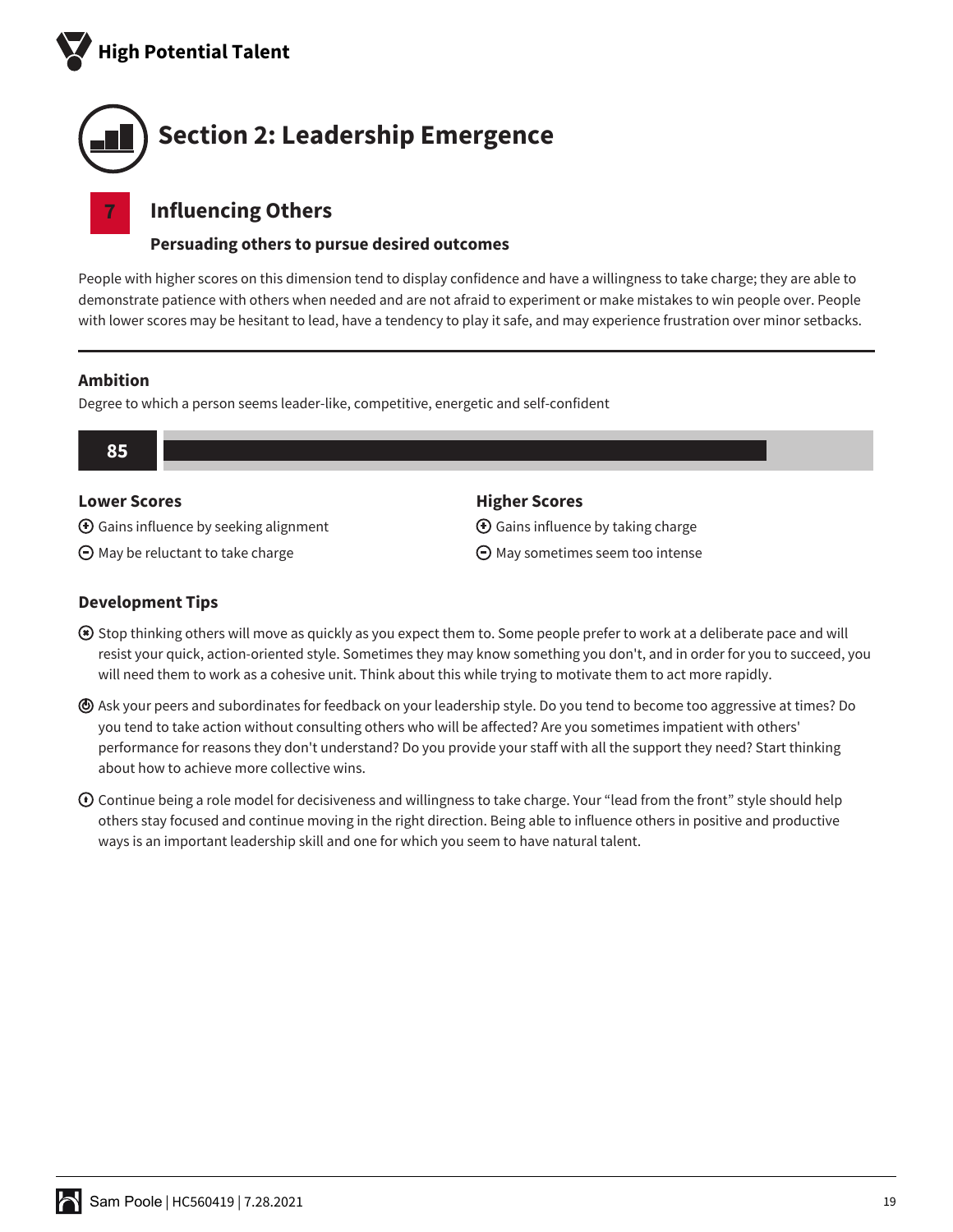# Section 2: Leadership Emergence

## 7 Influencing Others

### Persuading others to pursue desired outcomes

People with higher scores on this dimension tend to display confidence and have a willingness to take charge; they are able to demonstrate patience with others when needed and are not afraid to experiment or make mistakes to win people over. People with lower scores may be hesitant to lead, have a tendency to play it safe, and may experience frustration over minor setbacks.

---

### Ambition

Degree to which a person seems leader-like, competitive, energetic and self-confident

**85**

**Lower Scores**

- (+) Gains influence by seeking alignment
- (−) May be reluctant to take charge

**Higher Scores**

- (+) Gains influence by taking charge
- (−) May sometimes seem too intense

### Development Tips

- Stop thinking others will move as quickly as you expect them to. Some people prefer to work at a deliberate pace and will resist your quick, action-oriented style. Sometimes they may know something you don't, and in order for you to succeed, you will need them to work as a cohesive unit. Think about this while trying to motivate them to act more rapidly.
- Ask your peers and subordinates for feedback on your leadership style. Do you tend to become too aggressive at times? Do you tend to take action without consulting others who will be affected? Are you sometimes impatient with others' performance for reasons they don't understand? Do you provide your staff with all the support they need? Start thinking about how to achieve more collective wins.
- Continue being a role model for decisiveness and willingness to take charge. Your "lead from the front" style should help others stay focused and continue moving in the right direction. Being able to influence others in positive and productive ways is an important leadership skill and one for which you seem to have natural talent.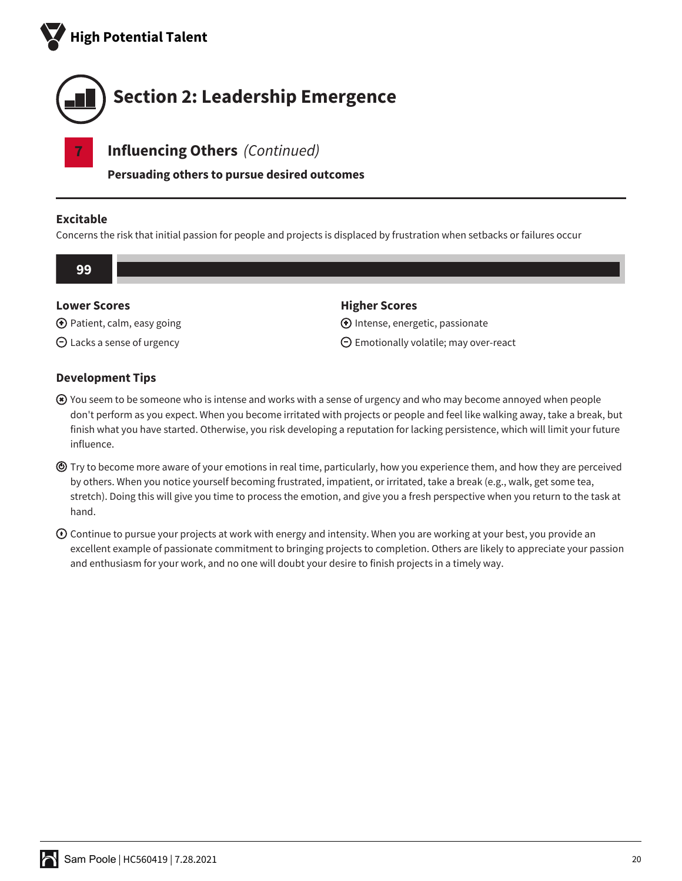## Section 2: Leadership Emergence

### 7 Influencing Others *(Continued)*

**Persuading others to pursue desired outcomes**

---

### Excitable

Concerns the risk that initial passion for people and projects is displaced by frustration when setbacks or failures occur

**99**

| Lower Scores | Higher Scores |
| --- | --- |
| ⊕ Patient, calm, easy going | ⊕ Intense, energetic, passionate |
| ⊖ Lacks a sense of urgency | ⊖ Emotionally volatile; may over-react |

### Development Tips

- You seem to be someone who is intense and works with a sense of urgency and who may become annoyed when people don't perform as you expect. When you become irritated with projects or people and feel like walking away, take a break, but finish what you have started. Otherwise, you risk developing a reputation for lacking persistence, which will limit your future influence.

- Try to become more aware of your emotions in real time, particularly, how you experience them, and how they are perceived by others. When you notice yourself becoming frustrated, impatient, or irritated, take a break (e.g., walk, get some tea, stretch). Doing this will give you time to process the emotion, and give you a fresh perspective when you return to the task at hand.

- Continue to pursue your projects at work with energy and intensity. When you are working at your best, you provide an excellent example of passionate commitment to bringing projects to completion. Others are likely to appreciate your passion and enthusiasm for your work, and no one will doubt your desire to finish projects in a timely way.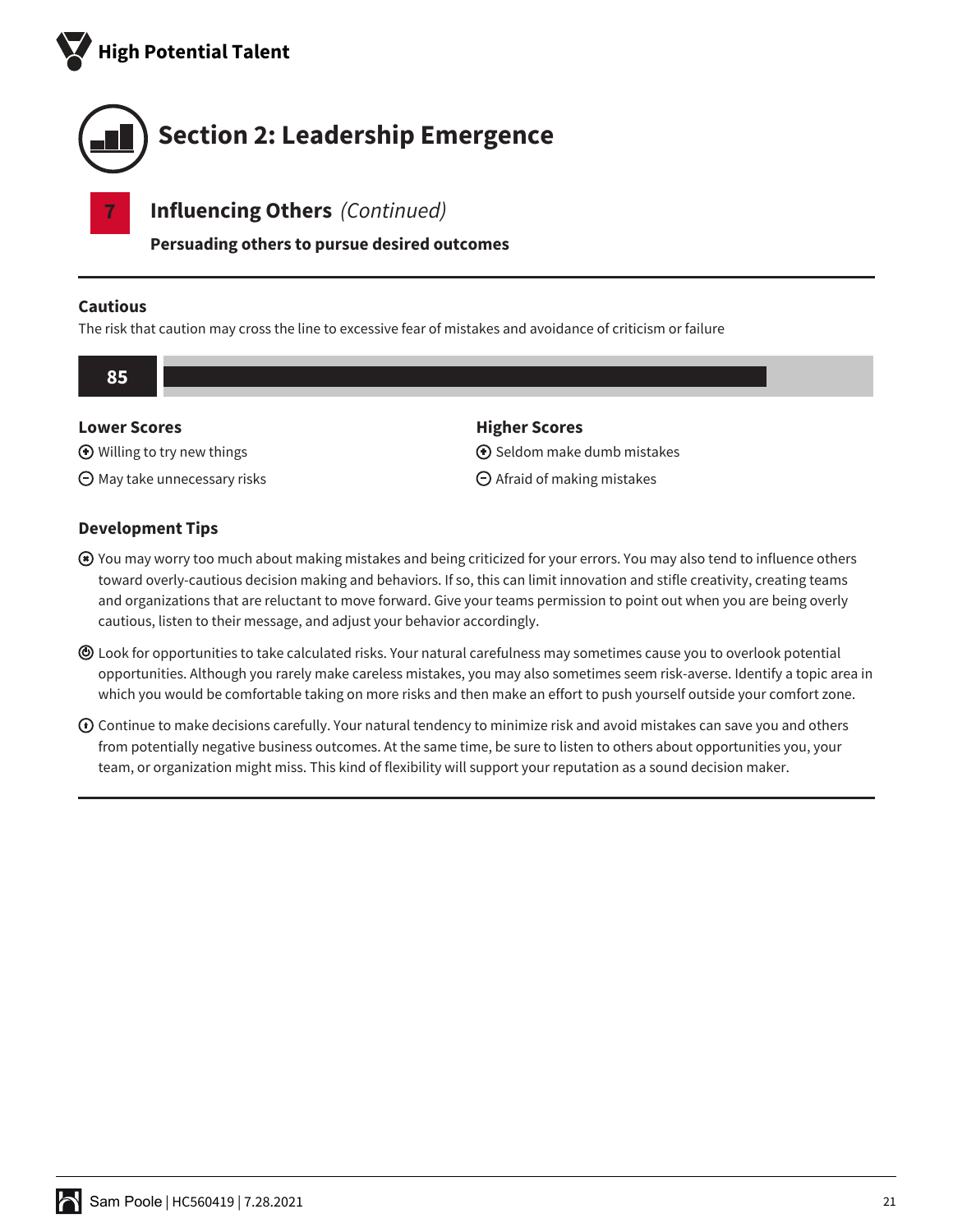## Section 2: Leadership Emergence

### 7 Influencing Others *(Continued)*

**Persuading others to pursue desired outcomes**

---

### Cautious

The risk that caution may cross the line to excessive fear of mistakes and avoidance of criticism or failure

**85**

**Lower Scores**

- ⊕ Willing to try new things
- ⊖ May take unnecessary risks

**Higher Scores**

- ⊕ Seldom make dumb mistakes
- ⊖ Afraid of making mistakes

### Development Tips

- You may worry too much about making mistakes and being criticized for your errors. You may also tend to influence others toward overly-cautious decision making and behaviors. If so, this can limit innovation and stifle creativity, creating teams and organizations that are reluctant to move forward. Give your teams permission to point out when you are being overly cautious, listen to their message, and adjust your behavior accordingly.
- Look for opportunities to take calculated risks. Your natural carefulness may sometimes cause you to overlook potential opportunities. Although you rarely make careless mistakes, you may also sometimes seem risk-averse. Identify a topic area in which you would be comfortable taking on more risks and then make an effort to push yourself outside your comfort zone.
- Continue to make decisions carefully. Your natural tendency to minimize risk and avoid mistakes can save you and others from potentially negative business outcomes. At the same time, be sure to listen to others about opportunities you, your team, or organization might miss. This kind of flexibility will support your reputation as a sound decision maker.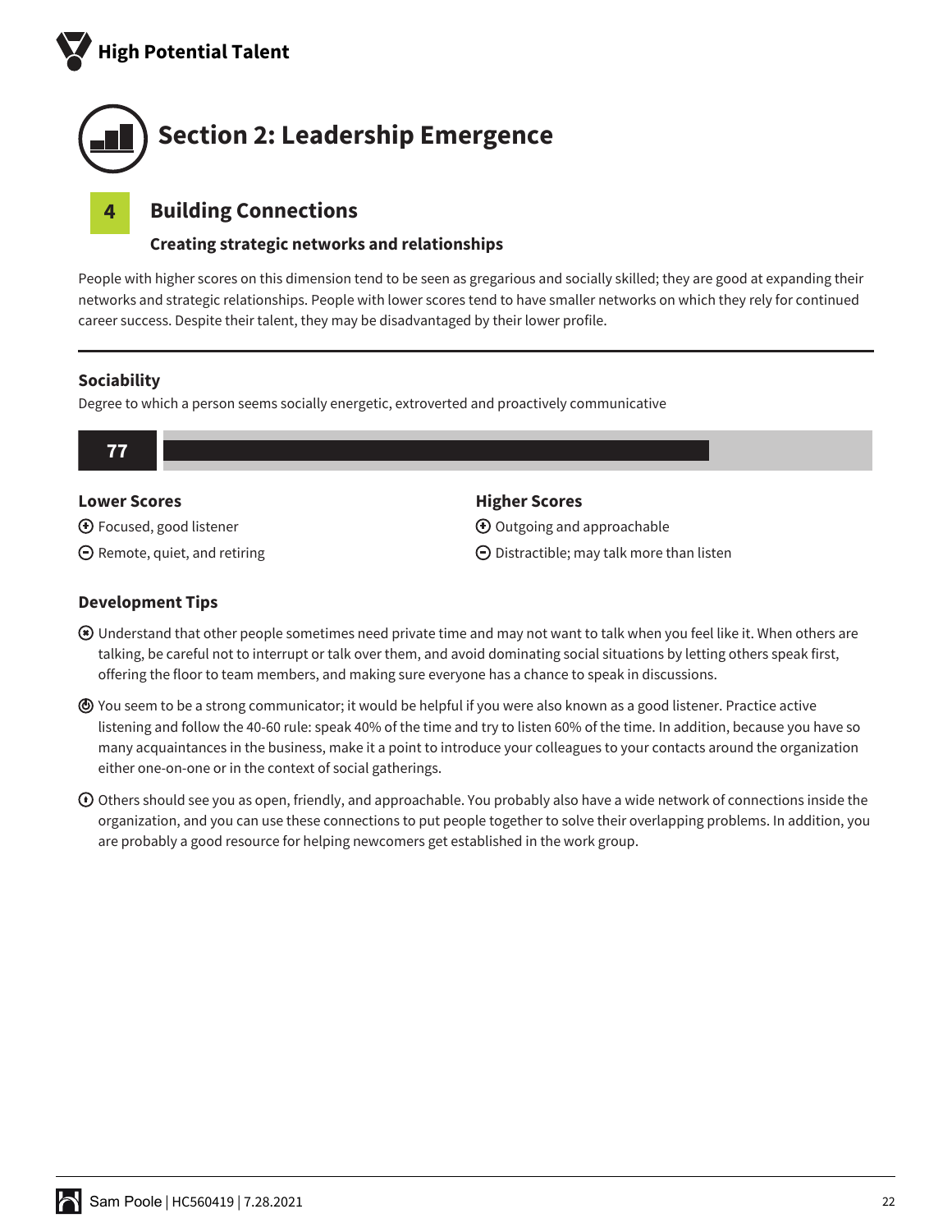## Section 2: Leadership Emergence

### 4 Building Connections

**Creating strategic networks and relationships**

People with higher scores on this dimension tend to be seen as gregarious and socially skilled; they are good at expanding their networks and strategic relationships. People with lower scores tend to have smaller networks on which they rely for continued career success. Despite their talent, they may be disadvantaged by their lower profile.

---

#### Sociability

Degree to which a person seems socially energetic, extroverted and proactively communicative

**77**

| Lower Scores | Higher Scores |
| --- | --- |
| ⊕ Focused, good listener | ⊕ Outgoing and approachable |
| ⊖ Remote, quiet, and retiring | ⊖ Distractible; may talk more than listen |

#### Development Tips

- Understand that other people sometimes need private time and may not want to talk when you feel like it. When others are talking, be careful not to interrupt or talk over them, and avoid dominating social situations by letting others speak first, offering the floor to team members, and making sure everyone has a chance to speak in discussions.
- You seem to be a strong communicator; it would be helpful if you were also known as a good listener. Practice active listening and follow the 40-60 rule: speak 40% of the time and try to listen 60% of the time. In addition, because you have so many acquaintances in the business, make it a point to introduce your colleagues to your contacts around the organization either one-on-one or in the context of social gatherings.
- Others should see you as open, friendly, and approachable. You probably also have a wide network of connections inside the organization, and you can use these connections to put people together to solve their overlapping problems. In addition, you are probably a good resource for helping newcomers get established in the work group.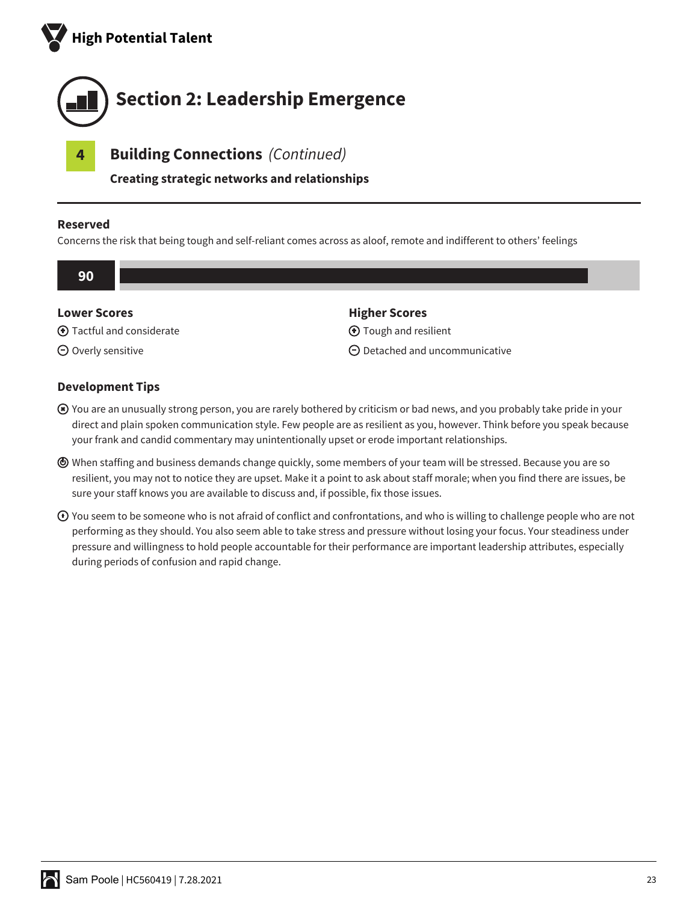## Section 2: Leadership Emergence

### 4 Building Connections *(Continued)*

**Creating strategic networks and relationships**

---

#### Reserved

Concerns the risk that being tough and self-reliant comes across as aloof, remote and indifferent to others' feelings

**90**

**Lower Scores**

- ⊕ Tactful and considerate
- ⊖ Overly sensitive

**Higher Scores**

- ⊕ Tough and resilient
- ⊖ Detached and uncommunicative

#### Development Tips

- You are an unusually strong person, you are rarely bothered by criticism or bad news, and you probably take pride in your direct and plain spoken communication style. Few people are as resilient as you, however. Think before you speak because your frank and candid commentary may unintentionally upset or erode important relationships.
- When staffing and business demands change quickly, some members of your team will be stressed. Because you are so resilient, you may not to notice they are upset. Make it a point to ask about staff morale; when you find there are issues, be sure your staff knows you are available to discuss and, if possible, fix those issues.
- You seem to be someone who is not afraid of conflict and confrontations, and who is willing to challenge people who are not performing as they should. You also seem able to take stress and pressure without losing your focus. Your steadiness under pressure and willingness to hold people accountable for their performance are important leadership attributes, especially during periods of confusion and rapid change.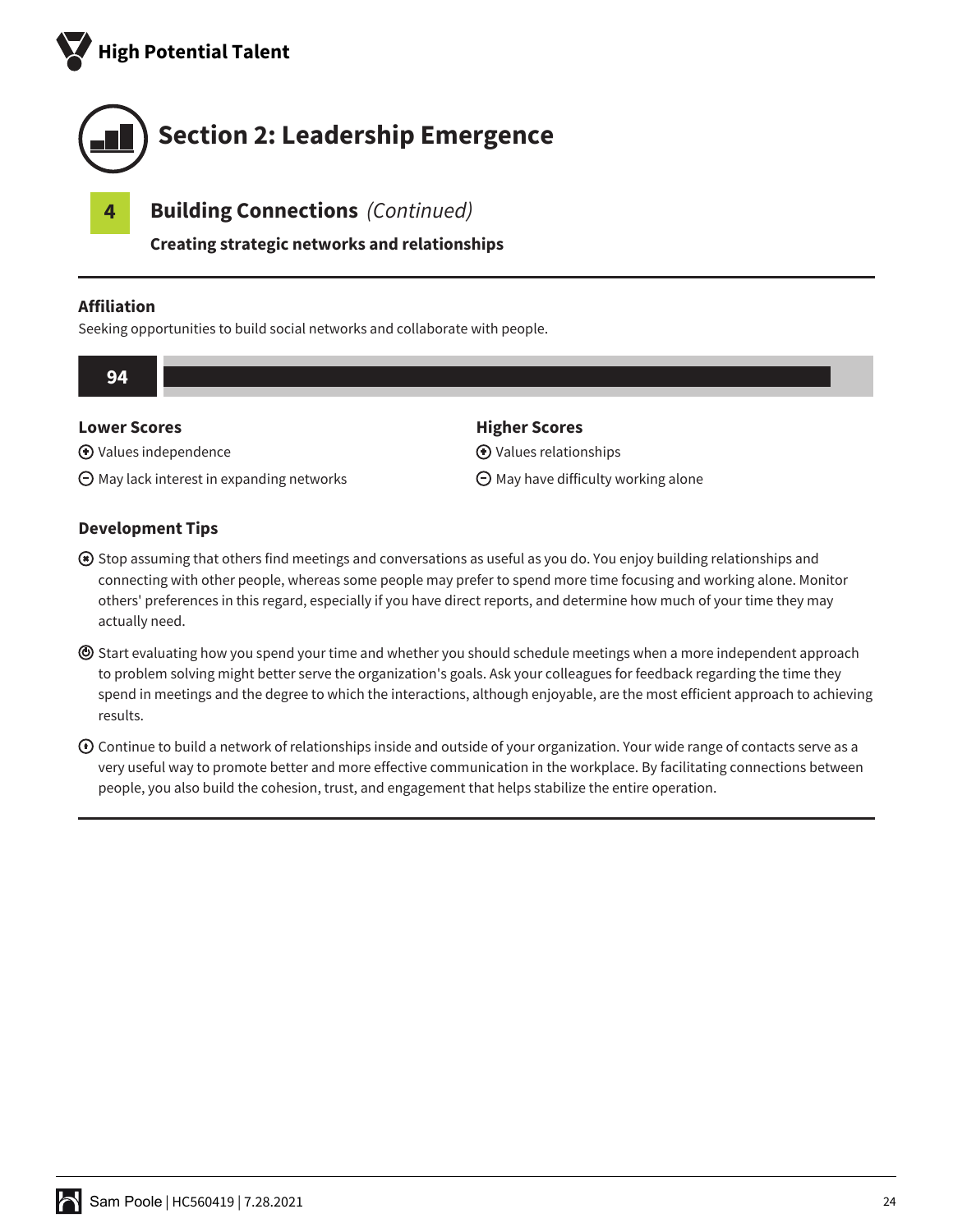# Section 2: Leadership Emergence

## 4 Building Connections *(Continued)*

**Creating strategic networks and relationships**

### Affiliation

Seeking opportunities to build social networks and collaborate with people.

**94**

| Lower Scores | Higher Scores |
| --- | --- |
| ⊕ Values independence | ⊕ Values relationships |
| ⊖ May lack interest in expanding networks | ⊖ May have difficulty working alone |

### Development Tips

- Stop assuming that others find meetings and conversations as useful as you do. You enjoy building relationships and connecting with other people, whereas some people may prefer to spend more time focusing and working alone. Monitor others' preferences in this regard, especially if you have direct reports, and determine how much of your time they may actually need.

- Start evaluating how you spend your time and whether you should schedule meetings when a more independent approach to problem solving might better serve the organization's goals. Ask your colleagues for feedback regarding the time they spend in meetings and the degree to which the interactions, although enjoyable, are the most efficient approach to achieving results.

- Continue to build a network of relationships inside and outside of your organization. Your wide range of contacts serve as a very useful way to promote better and more effective communication in the workplace. By facilitating connections between people, you also build the cohesion, trust, and engagement that helps stabilize the entire operation.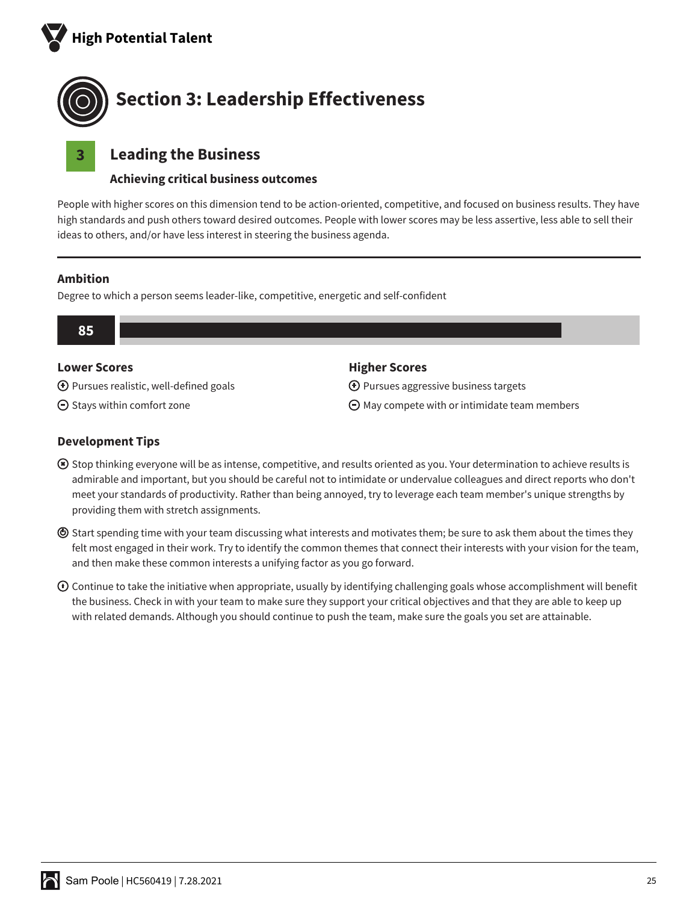# Section 3: Leadership Effectiveness

## 3 Leading the Business

### Achieving critical business outcomes

People with higher scores on this dimension tend to be action-oriented, competitive, and focused on business results. They have high standards and push others toward desired outcomes. People with lower scores may be less assertive, less able to sell their ideas to others, and/or have less interest in steering the business agenda.

---

### Ambition

Degree to which a person seems leader-like, competitive, energetic and self-confident

**85**

**Lower Scores**

- ⊕ Pursues realistic, well-defined goals
- ⊖ Stays within comfort zone

**Higher Scores**

- ⊕ Pursues aggressive business targets
- ⊖ May compete with or intimidate team members

### Development Tips

- Stop thinking everyone will be as intense, competitive, and results oriented as you. Your determination to achieve results is admirable and important, but you should be careful not to intimidate or undervalue colleagues and direct reports who don't meet your standards of productivity. Rather than being annoyed, try to leverage each team member's unique strengths by providing them with stretch assignments.
- Start spending time with your team discussing what interests and motivates them; be sure to ask them about the times they felt most engaged in their work. Try to identify the common themes that connect their interests with your vision for the team, and then make these common interests a unifying factor as you go forward.
- Continue to take the initiative when appropriate, usually by identifying challenging goals whose accomplishment will benefit the business. Check in with your team to make sure they support your critical objectives and that they are able to keep up with related demands. Although you should continue to push the team, make sure the goals you set are attainable.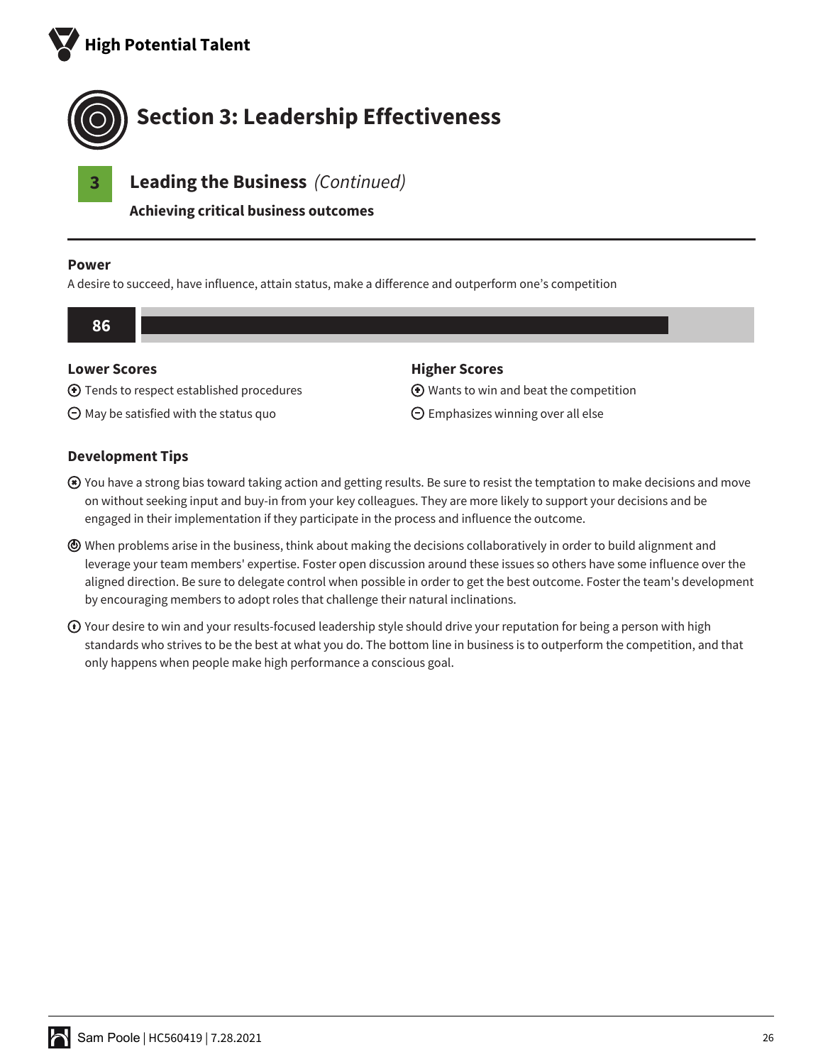# Section 3: Leadership Effectiveness

## 3 Leading the Business *(Continued)*

**Achieving critical business outcomes**

### Power

A desire to succeed, have influence, attain status, make a difference and outperform one's competition

**86**

| Lower Scores | Higher Scores |
|---|---|
| ⊕ Tends to respect established procedures | ⊕ Wants to win and beat the competition |
| ⊖ May be satisfied with the status quo | ⊖ Emphasizes winning over all else |

### Development Tips

- You have a strong bias toward taking action and getting results. Be sure to resist the temptation to make decisions and move on without seeking input and buy-in from your key colleagues. They are more likely to support your decisions and be engaged in their implementation if they participate in the process and influence the outcome.
- When problems arise in the business, think about making the decisions collaboratively in order to build alignment and leverage your team members' expertise. Foster open discussion around these issues so others have some influence over the aligned direction. Be sure to delegate control when possible in order to get the best outcome. Foster the team's development by encouraging members to adopt roles that challenge their natural inclinations.
- Your desire to win and your results-focused leadership style should drive your reputation for being a person with high standards who strives to be the best at what you do. The bottom line in business is to outperform the competition, and that only happens when people make high performance a conscious goal.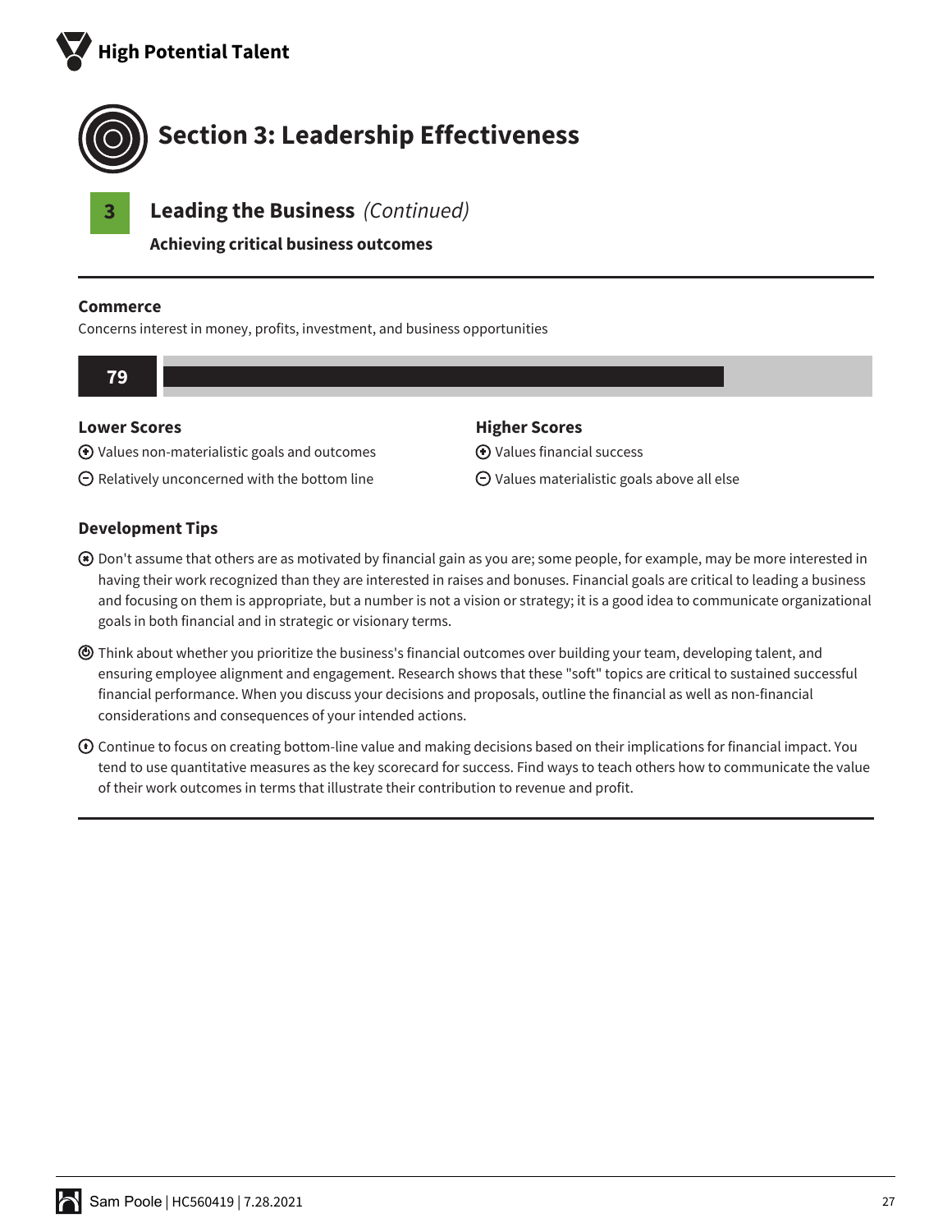## Section 3: Leadership Effectiveness

### 3 Leading the Business *(Continued)*

**Achieving critical business outcomes**

---

**Commerce**

Concerns interest in money, profits, investment, and business opportunities

**79**

| Lower Scores | Higher Scores |
| --- | --- |
| ⊕ Values non-materialistic goals and outcomes | ⊕ Values financial success |
| ⊖ Relatively unconcerned with the bottom line | ⊖ Values materialistic goals above all else |

**Development Tips**

- Don't assume that others are as motivated by financial gain as you are; some people, for example, may be more interested in having their work recognized than they are interested in raises and bonuses. Financial goals are critical to leading a business and focusing on them is appropriate, but a number is not a vision or strategy; it is a good idea to communicate organizational goals in both financial and in strategic or visionary terms.
- Think about whether you prioritize the business's financial outcomes over building your team, developing talent, and ensuring employee alignment and engagement. Research shows that these "soft" topics are critical to sustained successful financial performance. When you discuss your decisions and proposals, outline the financial as well as non-financial considerations and consequences of your intended actions.
- Continue to focus on creating bottom-line value and making decisions based on their implications for financial impact. You tend to use quantitative measures as the key scorecard for success. Find ways to teach others how to communicate the value of their work outcomes in terms that illustrate their contribution to revenue and profit.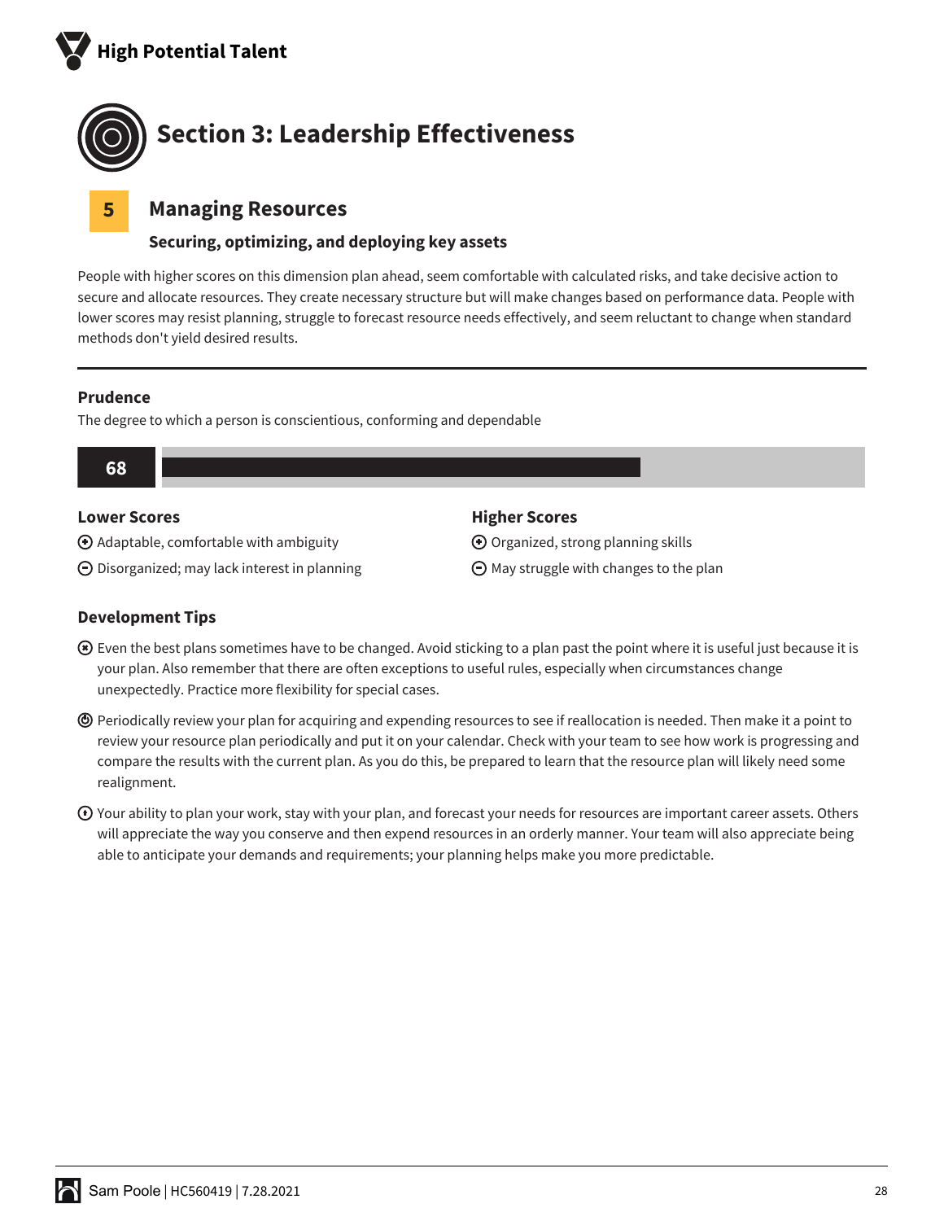# Section 3: Leadership Effectiveness

## 5 Managing Resources

### Securing, optimizing, and deploying key assets

People with higher scores on this dimension plan ahead, seem comfortable with calculated risks, and take decisive action to secure and allocate resources. They create necessary structure but will make changes based on performance data. People with lower scores may resist planning, struggle to forecast resource needs effectively, and seem reluctant to change when standard methods don't yield desired results.

---

### Prudence

The degree to which a person is conscientious, conforming and dependable

**68**

**Lower Scores**

- (+) Adaptable, comfortable with ambiguity
- (−) Disorganized; may lack interest in planning

**Higher Scores**

- (+) Organized, strong planning skills
- (−) May struggle with changes to the plan

### Development Tips

- Even the best plans sometimes have to be changed. Avoid sticking to a plan past the point where it is useful just because it is your plan. Also remember that there are often exceptions to useful rules, especially when circumstances change unexpectedly. Practice more flexibility for special cases.
- Periodically review your plan for acquiring and expending resources to see if reallocation is needed. Then make it a point to review your resource plan periodically and put it on your calendar. Check with your team to see how work is progressing and compare the results with the current plan. As you do this, be prepared to learn that the resource plan will likely need some realignment.
- Your ability to plan your work, stay with your plan, and forecast your needs for resources are important career assets. Others will appreciate the way you conserve and then expend resources in an orderly manner. Your team will also appreciate being able to anticipate your demands and requirements; your planning helps make you more predictable.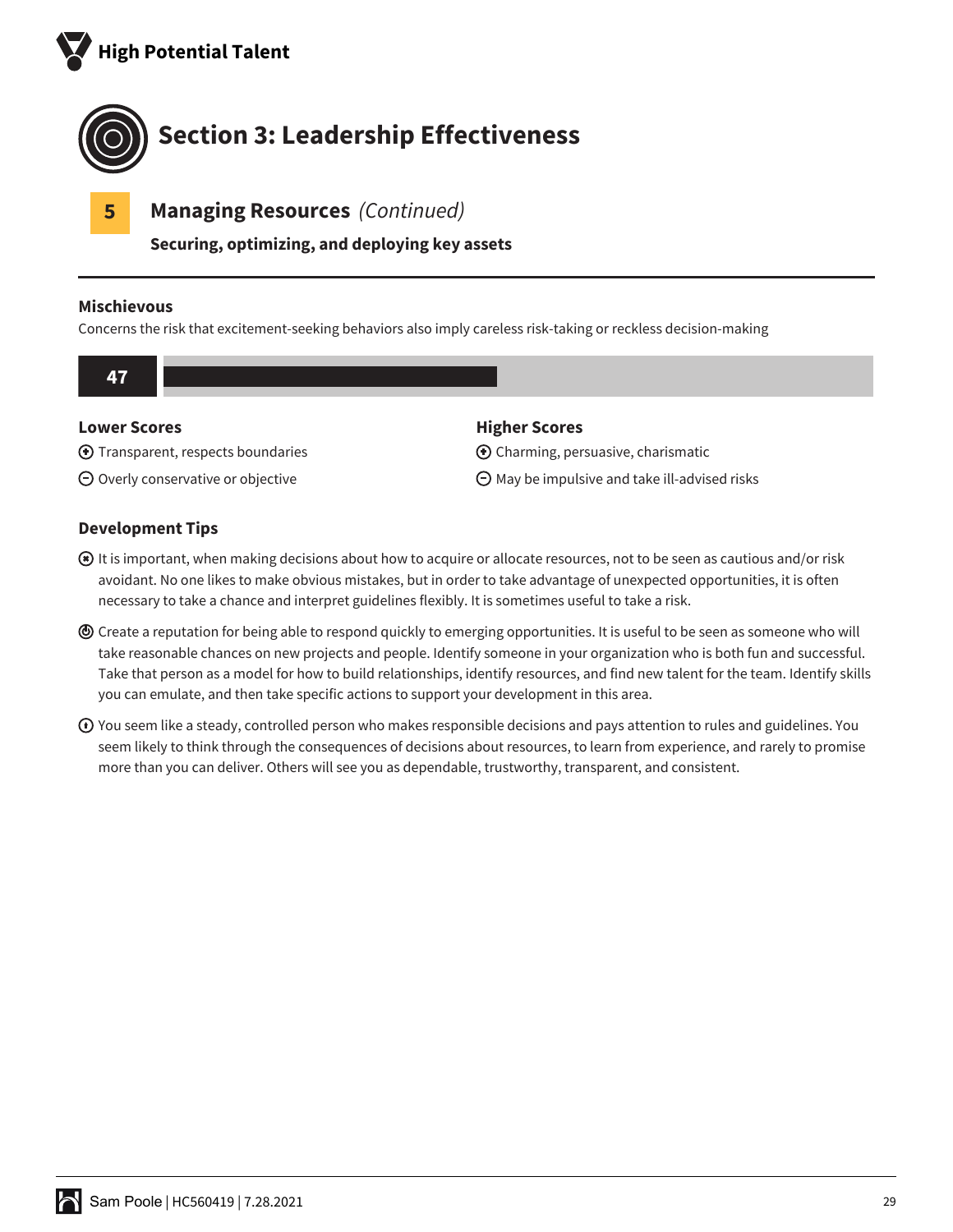# Section 3: Leadership Effectiveness

## 5 Managing Resources *(Continued)*

**Securing, optimizing, and deploying key assets**

### Mischievous

Concerns the risk that excitement-seeking behaviors also imply careless risk-taking or reckless decision-making

**47**

**Lower Scores**

- ⊕ Transparent, respects boundaries
- ⊖ Overly conservative or objective

**Higher Scores**

- ⊕ Charming, persuasive, charismatic
- ⊖ May be impulsive and take ill-advised risks

### Development Tips

- It is important, when making decisions about how to acquire or allocate resources, not to be seen as cautious and/or risk avoidant. No one likes to make obvious mistakes, but in order to take advantage of unexpected opportunities, it is often necessary to take a chance and interpret guidelines flexibly. It is sometimes useful to take a risk.
- Create a reputation for being able to respond quickly to emerging opportunities. It is useful to be seen as someone who will take reasonable chances on new projects and people. Identify someone in your organization who is both fun and successful. Take that person as a model for how to build relationships, identify resources, and find new talent for the team. Identify skills you can emulate, and then take specific actions to support your development in this area.
- You seem like a steady, controlled person who makes responsible decisions and pays attention to rules and guidelines. You seem likely to think through the consequences of decisions about resources, to learn from experience, and rarely to promise more than you can deliver. Others will see you as dependable, trustworthy, transparent, and consistent.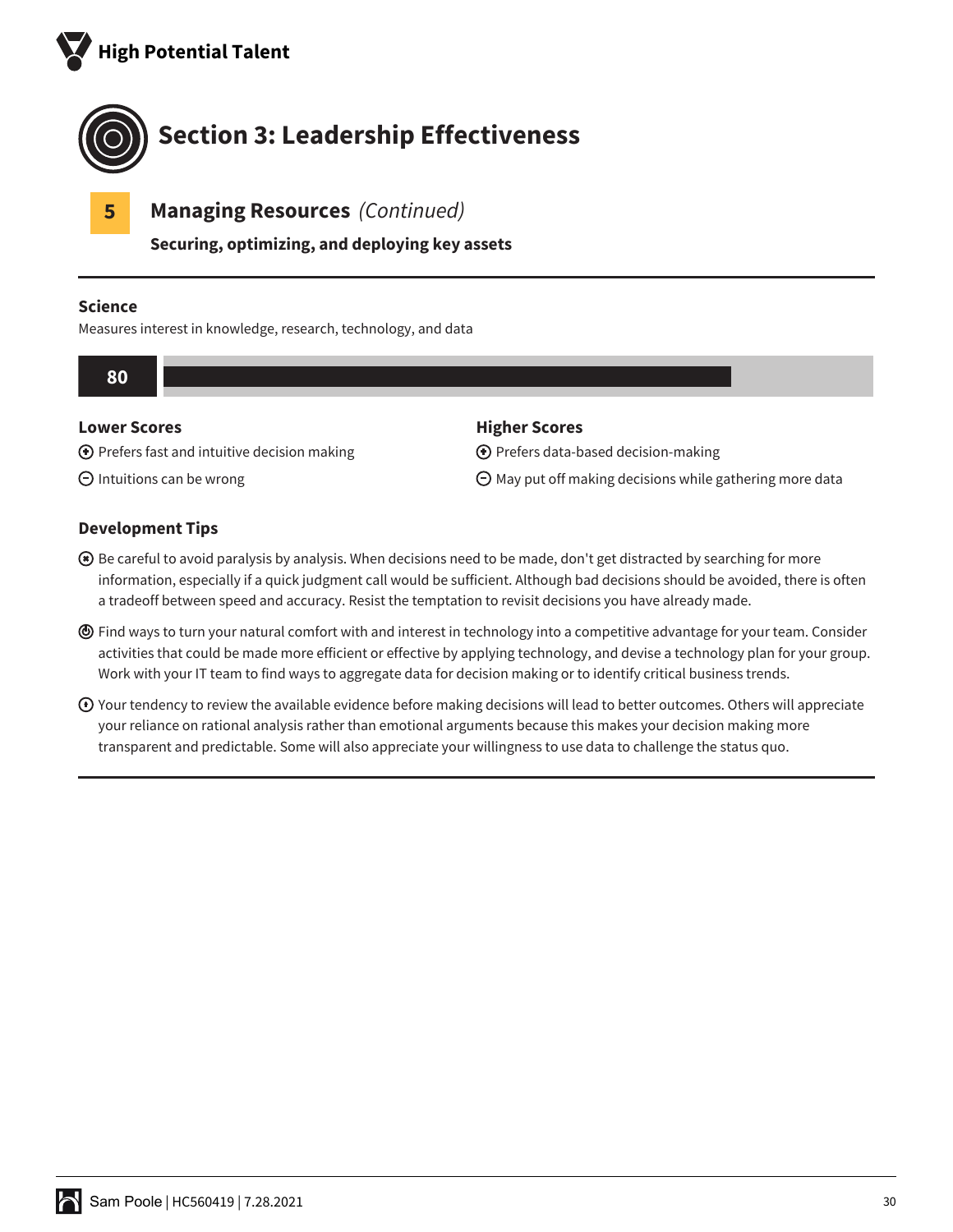# Section 3: Leadership Effectiveness

## 5 Managing Resources *(Continued)*

**Securing, optimizing, and deploying key assets**

---

### Science

Measures interest in knowledge, research, technology, and data

**80**

**Lower Scores**

- (+) Prefers fast and intuitive decision making
- (−) Intuitions can be wrong

**Higher Scores**

- (+) Prefers data-based decision-making
- (−) May put off making decisions while gathering more data

### Development Tips

- Be careful to avoid paralysis by analysis. When decisions need to be made, don't get distracted by searching for more information, especially if a quick judgment call would be sufficient. Although bad decisions should be avoided, there is often a tradeoff between speed and accuracy. Resist the temptation to revisit decisions you have already made.
- Find ways to turn your natural comfort with and interest in technology into a competitive advantage for your team. Consider activities that could be made more efficient or effective by applying technology, and devise a technology plan for your group. Work with your IT team to find ways to aggregate data for decision making or to identify critical business trends.
- Your tendency to review the available evidence before making decisions will lead to better outcomes. Others will appreciate your reliance on rational analysis rather than emotional arguments because this makes your decision making more transparent and predictable. Some will also appreciate your willingness to use data to challenge the status quo.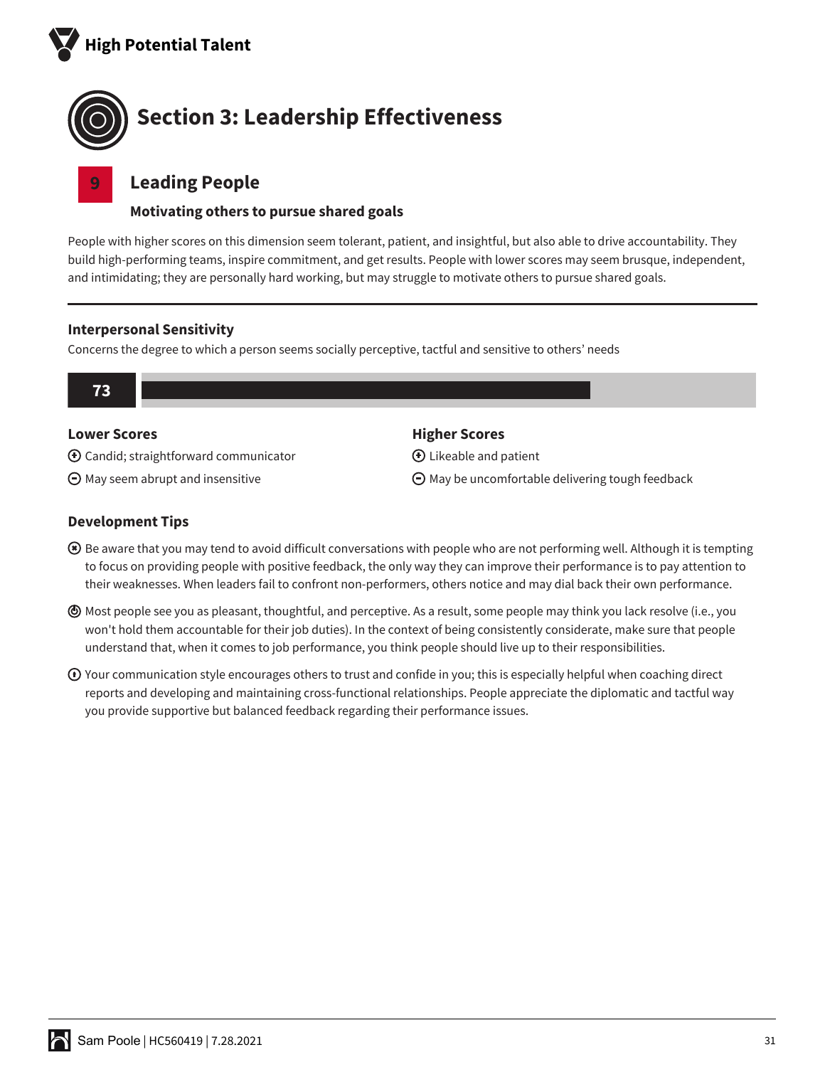## Section 3: Leadership Effectiveness

### 9 Leading People

**Motivating others to pursue shared goals**

People with higher scores on this dimension seem tolerant, patient, and insightful, but also able to drive accountability. They build high-performing teams, inspire commitment, and get results. People with lower scores may seem brusque, independent, and intimidating; they are personally hard working, but may struggle to motivate others to pursue shared goals.

---

#### Interpersonal Sensitivity

Concerns the degree to which a person seems socially perceptive, tactful and sensitive to others' needs

**73**

**Lower Scores**

- (+) Candid; straightforward communicator
- (−) May seem abrupt and insensitive

**Higher Scores**

- (+) Likeable and patient
- (−) May be uncomfortable delivering tough feedback

#### Development Tips

- Be aware that you may tend to avoid difficult conversations with people who are not performing well. Although it is tempting to focus on providing people with positive feedback, the only way they can improve their performance is to pay attention to their weaknesses. When leaders fail to confront non-performers, others notice and may dial back their own performance.
- Most people see you as pleasant, thoughtful, and perceptive. As a result, some people may think you lack resolve (i.e., you won't hold them accountable for their job duties). In the context of being consistently considerate, make sure that people understand that, when it comes to job performance, you think people should live up to their responsibilities.
- Your communication style encourages others to trust and confide in you; this is especially helpful when coaching direct reports and developing and maintaining cross-functional relationships. People appreciate the diplomatic and tactful way you provide supportive but balanced feedback regarding their performance issues.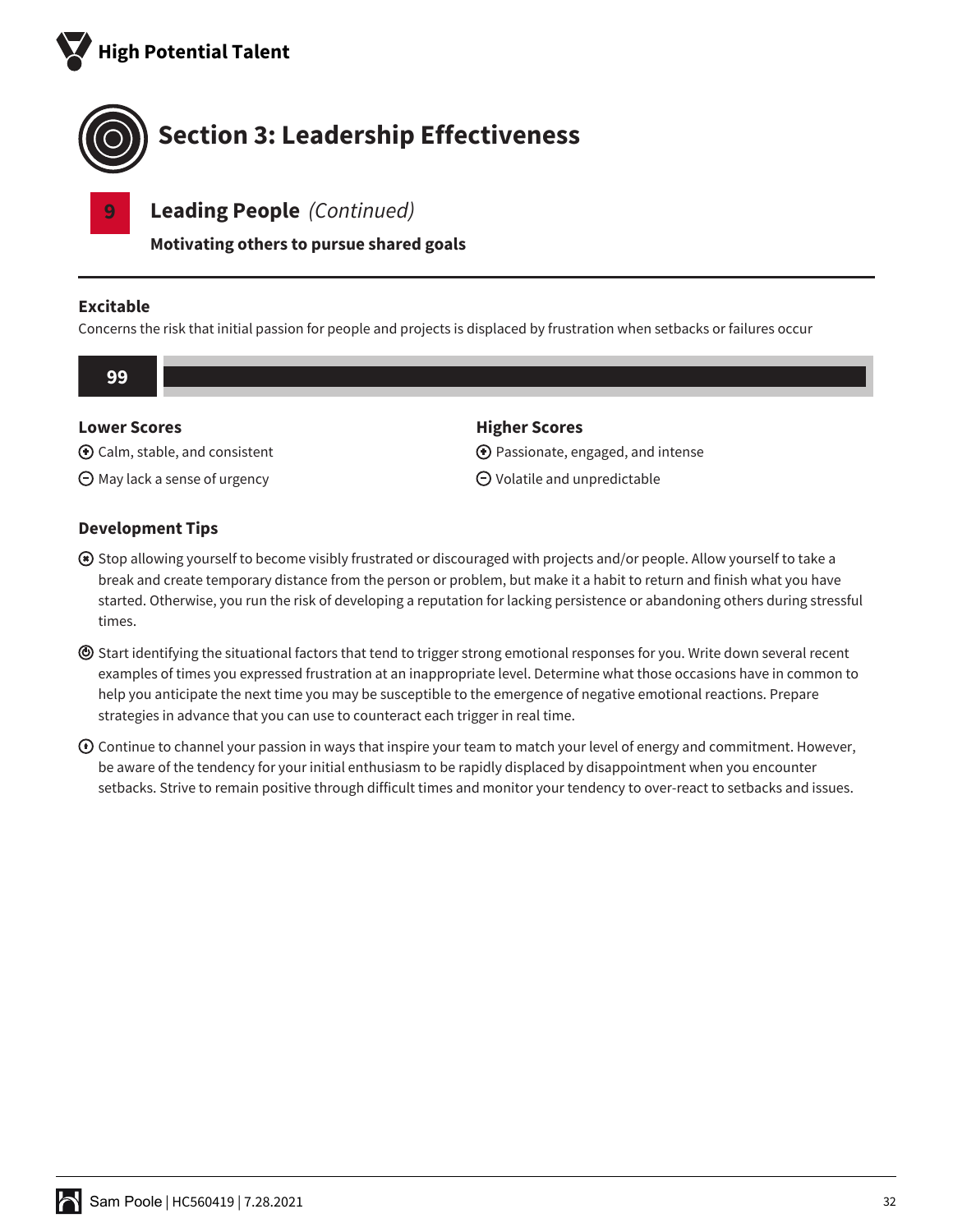## Section 3: Leadership Effectiveness

### 9 Leading People *(Continued)*

**Motivating others to pursue shared goals**

---

### Excitable

Concerns the risk that initial passion for people and projects is displaced by frustration when setbacks or failures occur

**99**

#### Lower Scores

- (+) Calm, stable, and consistent
- (−) May lack a sense of urgency

#### Higher Scores

- (+) Passionate, engaged, and intense
- (−) Volatile and unpredictable

### Development Tips

- Stop allowing yourself to become visibly frustrated or discouraged with projects and/or people. Allow yourself to take a break and create temporary distance from the person or problem, but make it a habit to return and finish what you have started. Otherwise, you run the risk of developing a reputation for lacking persistence or abandoning others during stressful times.
- Start identifying the situational factors that tend to trigger strong emotional responses for you. Write down several recent examples of times you expressed frustration at an inappropriate level. Determine what those occasions have in common to help you anticipate the next time you may be susceptible to the emergence of negative emotional reactions. Prepare strategies in advance that you can use to counteract each trigger in real time.
- Continue to channel your passion in ways that inspire your team to match your level of energy and commitment. However, be aware of the tendency for your initial enthusiasm to be rapidly displaced by disappointment when you encounter setbacks. Strive to remain positive through difficult times and monitor your tendency to over-react to setbacks and issues.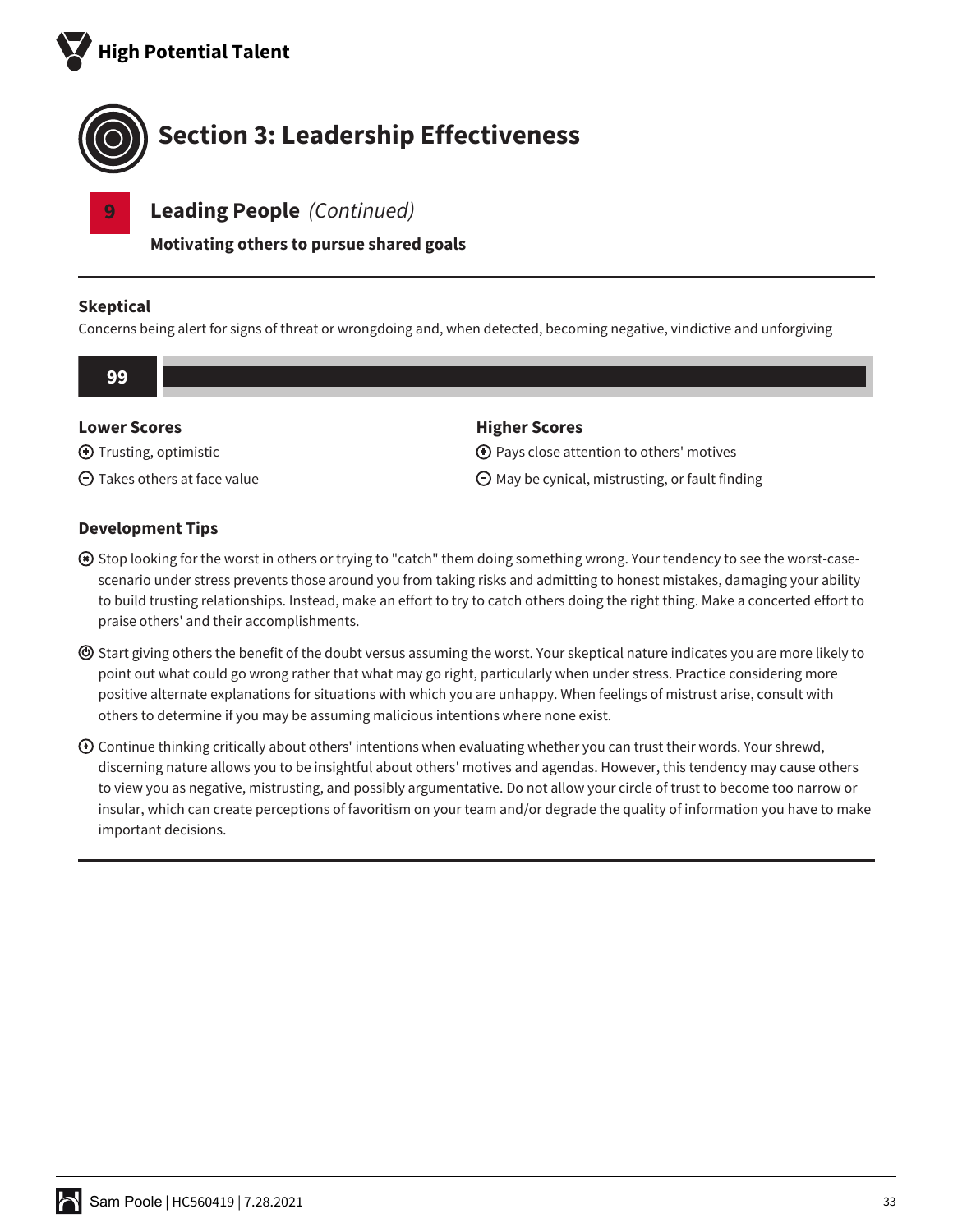# Section 3: Leadership Effectiveness

## 9 Leading People *(Continued)*

**Motivating others to pursue shared goals**

---

### Skeptical

Concerns being alert for signs of threat or wrongdoing and, when detected, becoming negative, vindictive and unforgiving

**99**

| Lower Scores | Higher Scores |
| --- | --- |
| ⊕ Trusting, optimistic | ⊕ Pays close attention to others' motives |
| ⊖ Takes others at face value | ⊖ May be cynical, mistrusting, or fault finding |

### Development Tips

- Stop looking for the worst in others or trying to "catch" them doing something wrong. Your tendency to see the worst-case-scenario under stress prevents those around you from taking risks and admitting to honest mistakes, damaging your ability to build trusting relationships. Instead, make an effort to try to catch others doing the right thing. Make a concerted effort to praise others' and their accomplishments.
- Start giving others the benefit of the doubt versus assuming the worst. Your skeptical nature indicates you are more likely to point out what could go wrong rather that what may go right, particularly when under stress. Practice considering more positive alternate explanations for situations with which you are unhappy. When feelings of mistrust arise, consult with others to determine if you may be assuming malicious intentions where none exist.
- Continue thinking critically about others' intentions when evaluating whether you can trust their words. Your shrewd, discerning nature allows you to be insightful about others' motives and agendas. However, this tendency may cause others to view you as negative, mistrusting, and possibly argumentative. Do not allow your circle of trust to become too narrow or insular, which can create perceptions of favoritism on your team and/or degrade the quality of information you have to make important decisions.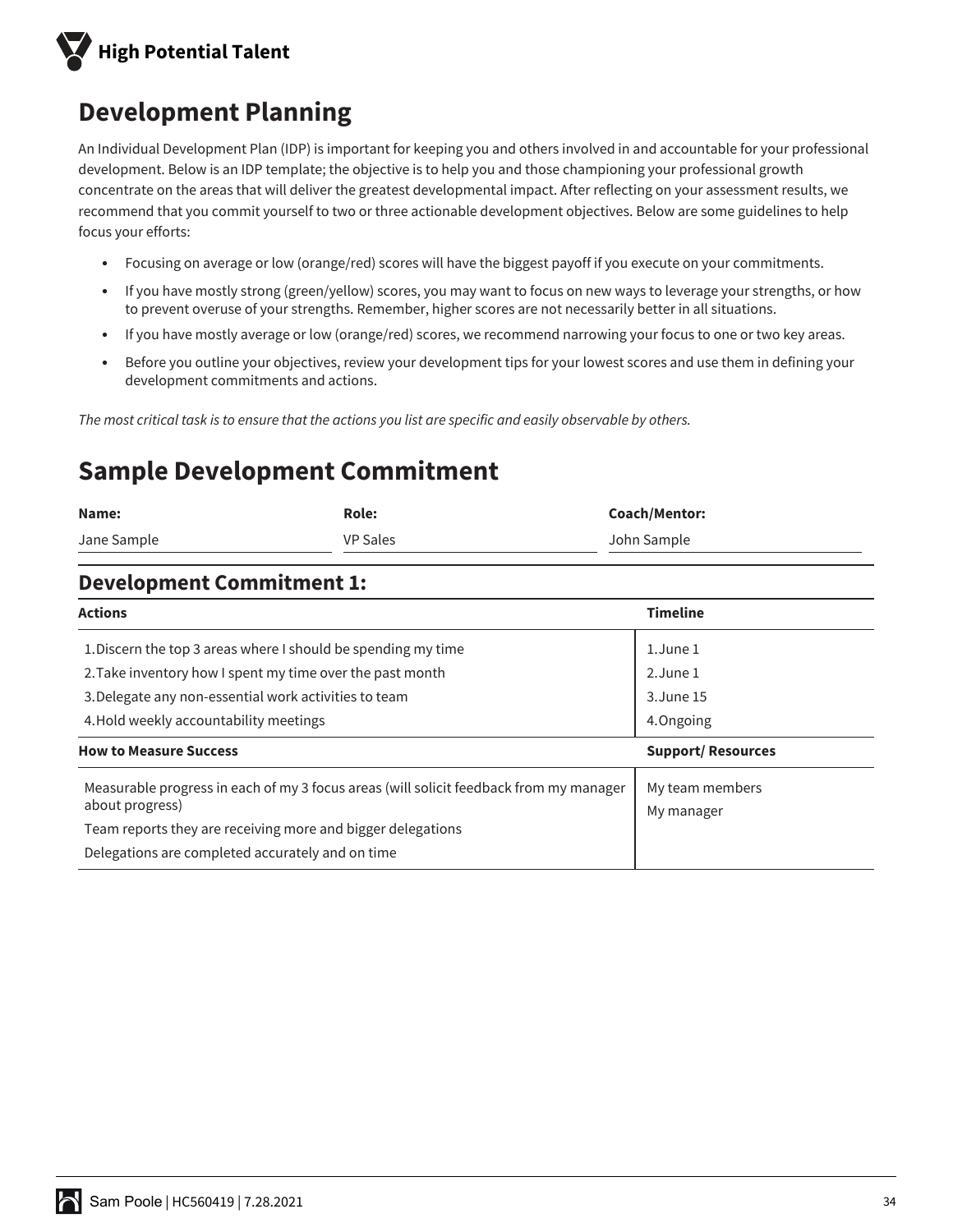# Development Planning

An Individual Development Plan (IDP) is important for keeping you and others involved in and accountable for your professional development. Below is an IDP template; the objective is to help you and those championing your professional growth concentrate on the areas that will deliver the greatest developmental impact. After reflecting on your assessment results, we recommend that you commit yourself to two or three actionable development objectives. Below are some guidelines to help focus your efforts:

- Focusing on average or low (orange/red) scores will have the biggest payoff if you execute on your commitments.
- If you have mostly strong (green/yellow) scores, you may want to focus on new ways to leverage your strengths, or how to prevent overuse of your strengths. Remember, higher scores are not necessarily better in all situations.
- If you have mostly average or low (orange/red) scores, we recommend narrowing your focus to one or two key areas.
- Before you outline your objectives, review your development tips for your lowest scores and use them in defining your development commitments and actions.

*The most critical task is to ensure that the actions you list are specific and easily observable by others.*

# Sample Development Commitment

| Name: | Role: | Coach/Mentor: |
|---|---|---|
| Jane Sample | VP Sales | John Sample |

## Development Commitment 1:

| Actions | Timeline |
|---|---|
| 1. Discern the top 3 areas where I should be spending my time<br>2. Take inventory how I spent my time over the past month<br>3. Delegate any non-essential work activities to team<br>4. Hold weekly accountability meetings | 1. June 1<br>2. June 1<br>3. June 15<br>4. Ongoing |
| **How to Measure Success** | **Support/ Resources** |
| Measurable progress in each of my 3 focus areas (will solicit feedback from my manager about progress)<br>Team reports they are receiving more and bigger delegations<br>Delegations are completed accurately and on time | My team members<br>My manager |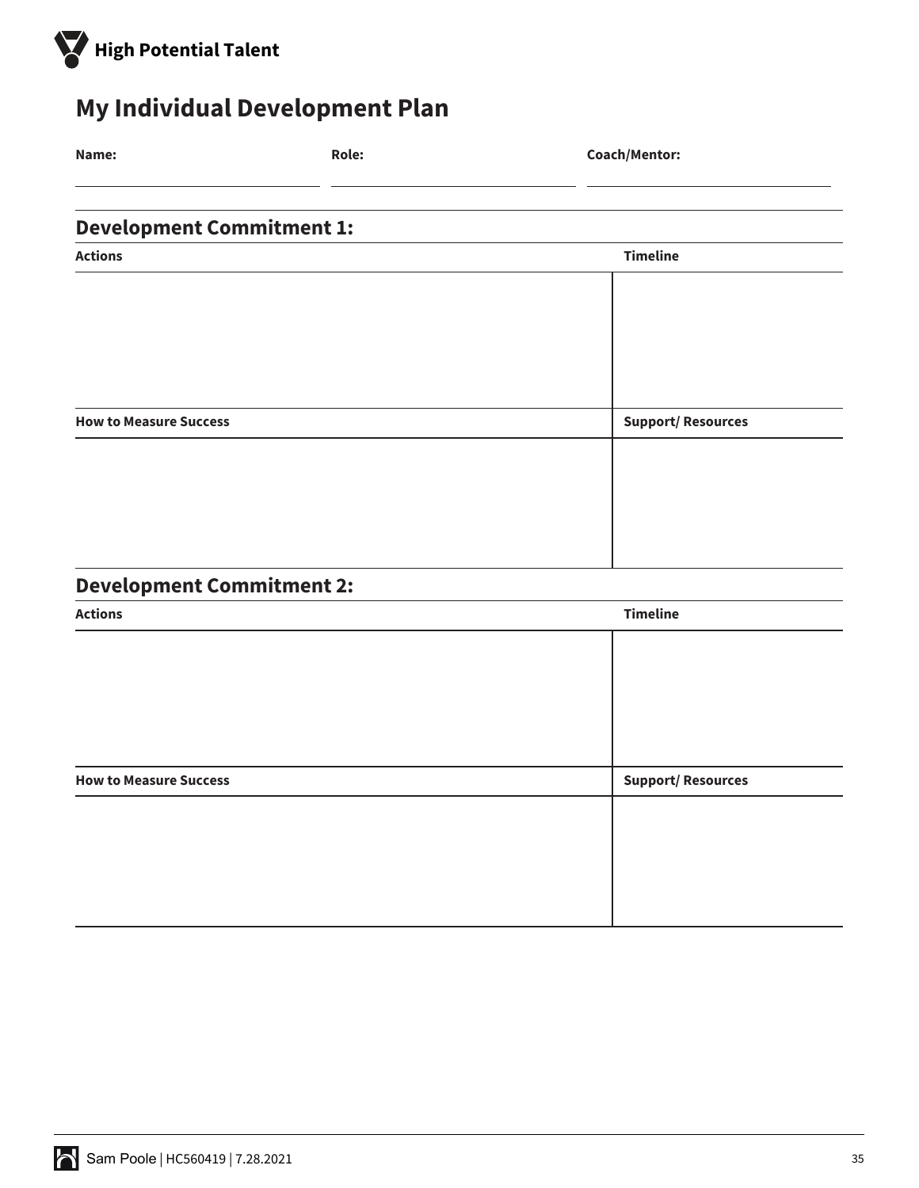High Potential Talent

# My Individual Development Plan

| Name: | Role: | Coach/Mentor: |
| --- | --- | --- |
| | | |

## Development Commitment 1:

| Actions | Timeline |
| --- | --- |
| | |

| How to Measure Success | Support/ Resources |
| --- | --- |
| | |

## Development Commitment 2:

| Actions | Timeline |
| --- | --- |
| | |

| How to Measure Success | Support/ Resources |
| --- | --- |
| | |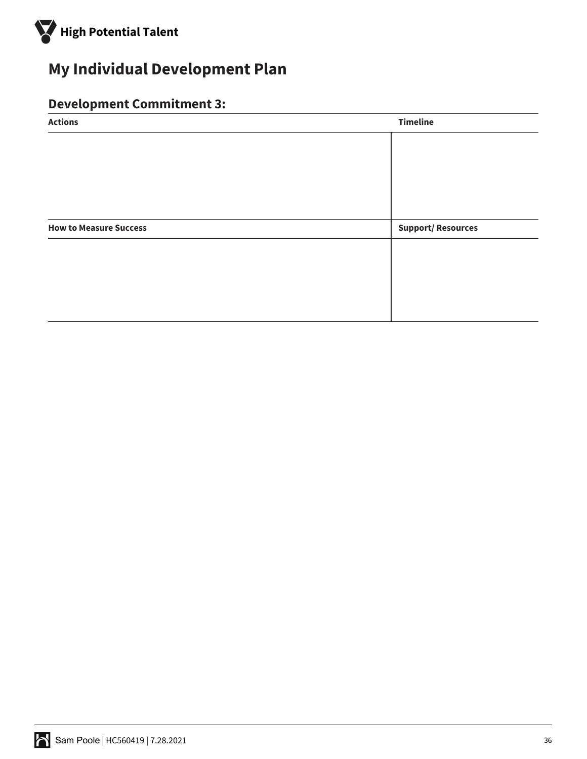# My Individual Development Plan

## Development Commitment 3:

| Actions | Timeline |
| --- | --- |
| | |
| **How to Measure Success** | **Support/ Resources** |
| | |